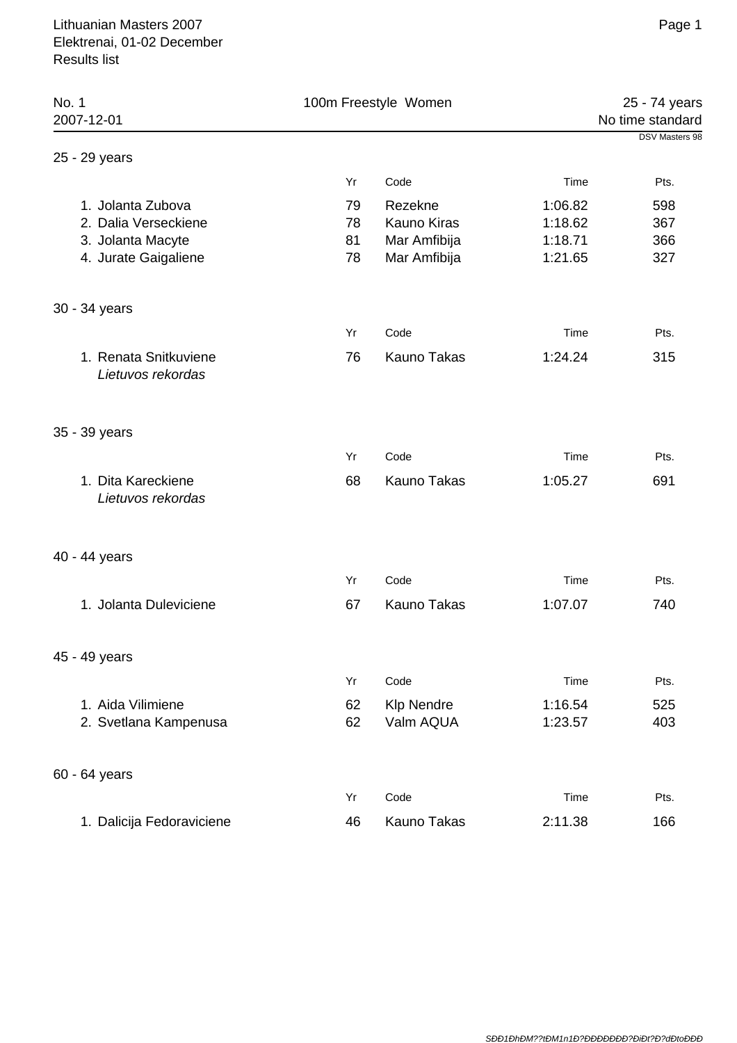Lithuanian Masters 2007
Elektrenai, 01-02 December
Results list

| No. 1 | 100m Freestyle Women | 25 - 74 years |
|---|---|---|
| 2007-12-01 | | No time standard |

DSV Masters 98

### 25 - 29 years

| | Yr | Code | Time | Pts. |
|---|---|---|---|---|
| 1. Jolanta Zubova | 79 | Rezekne | 1:06.82 | 598 |
| 2. Dalia Verseckiene | 78 | Kauno Kiras | 1:18.62 | 367 |
| 3. Jolanta Macyte | 81 | Mar Amfibija | 1:18.71 | 366 |
| 4. Jurate Gaigaliene | 78 | Mar Amfibija | 1:21.65 | 327 |

### 30 - 34 years

| | Yr | Code | Time | Pts. |
|---|---|---|---|---|
| 1. Renata Snitkuviene *Lietuvos rekordas* | 76 | Kauno Takas | 1:24.24 | 315 |

### 35 - 39 years

| | Yr | Code | Time | Pts. |
|---|---|---|---|---|
| 1. Dita Kareckiene *Lietuvos rekordas* | 68 | Kauno Takas | 1:05.27 | 691 |

### 40 - 44 years

| | Yr | Code | Time | Pts. |
|---|---|---|---|---|
| 1. Jolanta Duleviciene | 67 | Kauno Takas | 1:07.07 | 740 |

### 45 - 49 years

| | Yr | Code | Time | Pts. |
|---|---|---|---|---|
| 1. Aida Vilimiene | 62 | Klp Nendre | 1:16.54 | 525 |
| 2. Svetlana Kampenusa | 62 | Valm AQUA | 1:23.57 | 403 |

### 60 - 64 years

| | Yr | Code | Time | Pts. |
|---|---|---|---|---|
| 1. Dalicija Fedoraviciene | 46 | Kauno Takas | 2:11.38 | 166 |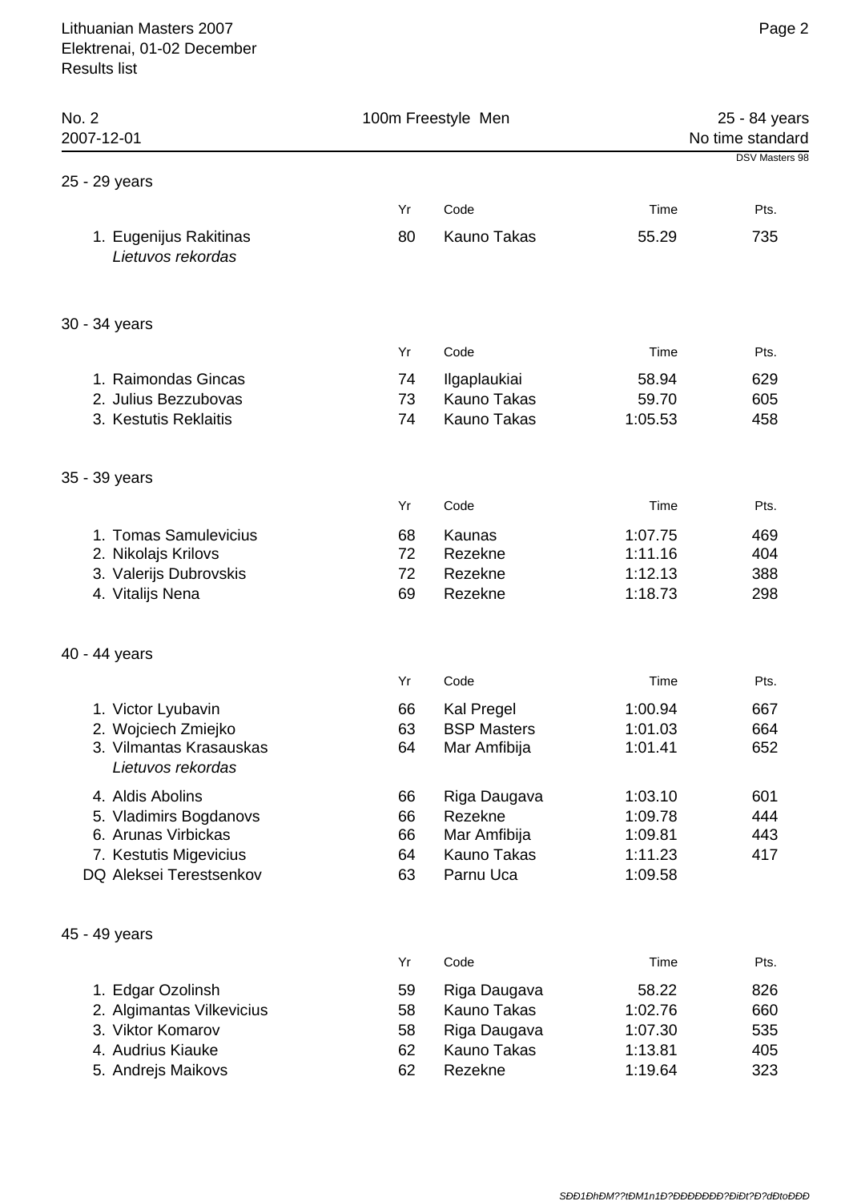## No. 2 — 100m Freestyle Men — 25 - 84 years

2007-12-01 — No time standard

DSV Masters 98

### 25 - 29 years

| | Name | Yr | Code | Time | Pts. |
|---|---|---|---|---|---|
| 1. | Eugenijus Rakitinas *Lietuvos rekordas* | 80 | Kauno Takas | 55.29 | 735 |

### 30 - 34 years

| | Name | Yr | Code | Time | Pts. |
|---|---|---|---|---|---|
| 1. | Raimondas Gincas | 74 | Ilgaplaukiai | 58.94 | 629 |
| 2. | Julius Bezzubovas | 73 | Kauno Takas | 59.70 | 605 |
| 3. | Kestutis Reklaitis | 74 | Kauno Takas | 1:05.53 | 458 |

### 35 - 39 years

| | Name | Yr | Code | Time | Pts. |
|---|---|---|---|---|---|
| 1. | Tomas Samulevicius | 68 | Kaunas | 1:07.75 | 469 |
| 2. | Nikolajs Krilovs | 72 | Rezekne | 1:11.16 | 404 |
| 3. | Valerijs Dubrovskis | 72 | Rezekne | 1:12.13 | 388 |
| 4. | Vitalijs Nena | 69 | Rezekne | 1:18.73 | 298 |

### 40 - 44 years

| | Name | Yr | Code | Time | Pts. |
|---|---|---|---|---|---|
| 1. | Victor Lyubavin | 66 | Kal Pregel | 1:00.94 | 667 |
| 2. | Wojciech Zmiejko | 63 | BSP Masters | 1:01.03 | 664 |
| 3. | Vilmantas Krasauskas *Lietuvos rekordas* | 64 | Mar Amfibija | 1:01.41 | 652 |
| 4. | Aldis Abolins | 66 | Riga Daugava | 1:03.10 | 601 |
| 5. | Vladimirs Bogdanovs | 66 | Rezekne | 1:09.78 | 444 |
| 6. | Arunas Virbickas | 66 | Mar Amfibija | 1:09.81 | 443 |
| 7. | Kestutis Migevicius | 64 | Kauno Takas | 1:11.23 | 417 |
| DQ | Aleksei Terestsenkov | 63 | Parnu Uca | 1:09.58 | |

### 45 - 49 years

| | Name | Yr | Code | Time | Pts. |
|---|---|---|---|---|---|
| 1. | Edgar Ozolinsh | 59 | Riga Daugava | 58.22 | 826 |
| 2. | Algimantas Vilkevicius | 58 | Kauno Takas | 1:02.76 | 660 |
| 3. | Viktor Komarov | 58 | Riga Daugava | 1:07.30 | 535 |
| 4. | Audrius Kiauke | 62 | Kauno Takas | 1:13.81 | 405 |
| 5. | Andrejs Maikovs | 62 | Rezekne | 1:19.64 | 323 |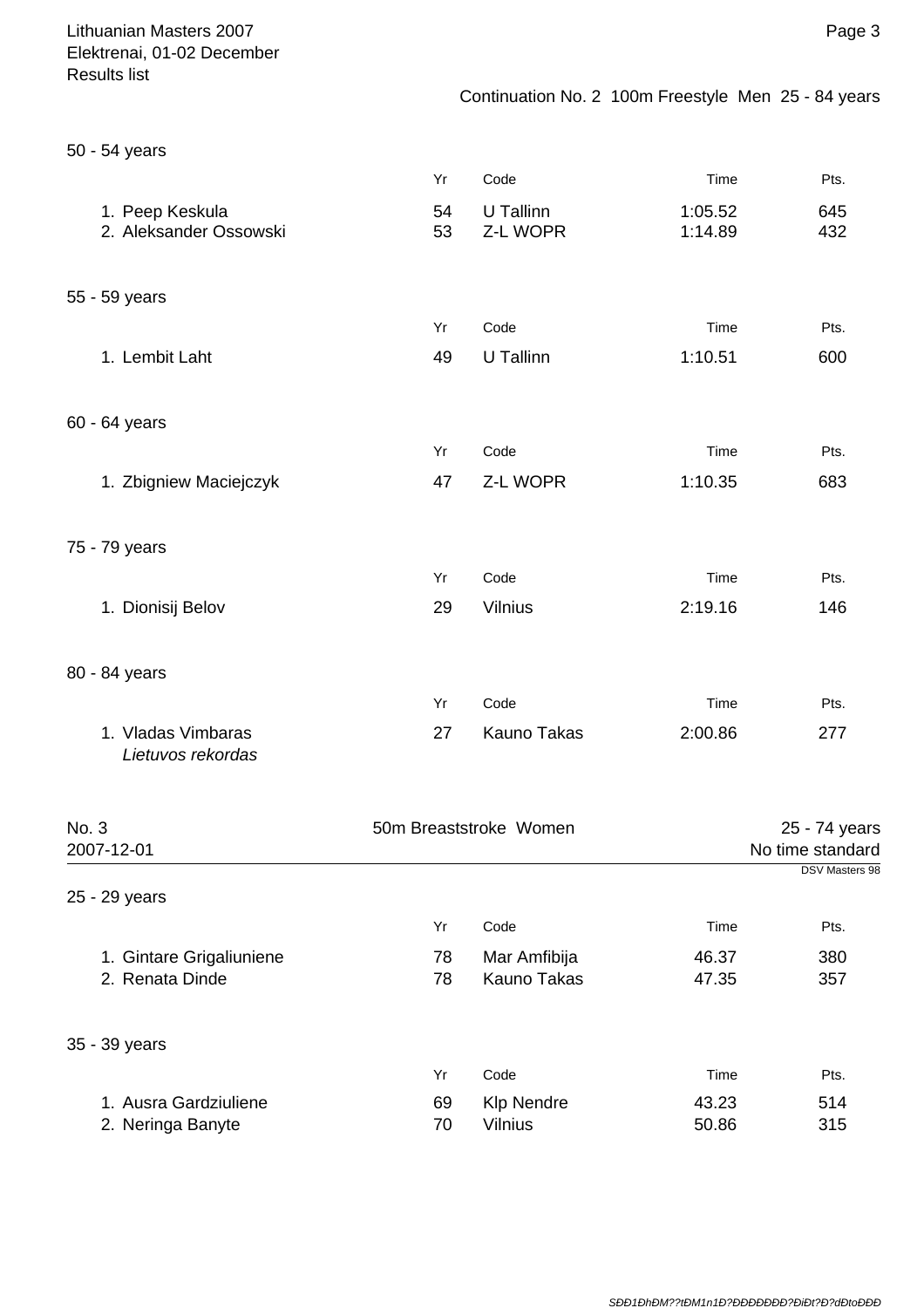Continuation No. 2 100m Freestyle Men 25 - 84 years

### 50 - 54 years

| | Yr | Code | Time | Pts. |
|---|---|---|---|---|
| 1. Peep Keskula | 54 | U Tallinn | 1:05.52 | 645 |
| 2. Aleksander Ossowski | 53 | Z-L WOPR | 1:14.89 | 432 |

### 55 - 59 years

| | Yr | Code | Time | Pts. |
|---|---|---|---|---|
| 1. Lembit Laht | 49 | U Tallinn | 1:10.51 | 600 |

### 60 - 64 years

| | Yr | Code | Time | Pts. |
|---|---|---|---|---|
| 1. Zbigniew Maciejczyk | 47 | Z-L WOPR | 1:10.35 | 683 |

### 75 - 79 years

| | Yr | Code | Time | Pts. |
|---|---|---|---|---|
| 1. Dionisij Belov | 29 | Vilnius | 2:19.16 | 146 |

### 80 - 84 years

| | Yr | Code | Time | Pts. |
|---|---|---|---|---|
| 1. Vladas Vimbaras *Lietuvos rekordas* | 27 | Kauno Takas | 2:00.86 | 277 |

## No. 3 50m Breaststroke Women 25 - 74 years

2007-12-01 — No time standard

DSV Masters 98

### 25 - 29 years

| | Yr | Code | Time | Pts. |
|---|---|---|---|---|
| 1. Gintare Grigaliuniene | 78 | Mar Amfibija | 46.37 | 380 |
| 2. Renata Dinde | 78 | Kauno Takas | 47.35 | 357 |

### 35 - 39 years

| | Yr | Code | Time | Pts. |
|---|---|---|---|---|
| 1. Ausra Gardziuliene | 69 | Klp Nendre | 43.23 | 514 |
| 2. Neringa Banyte | 70 | Vilnius | 50.86 | 315 |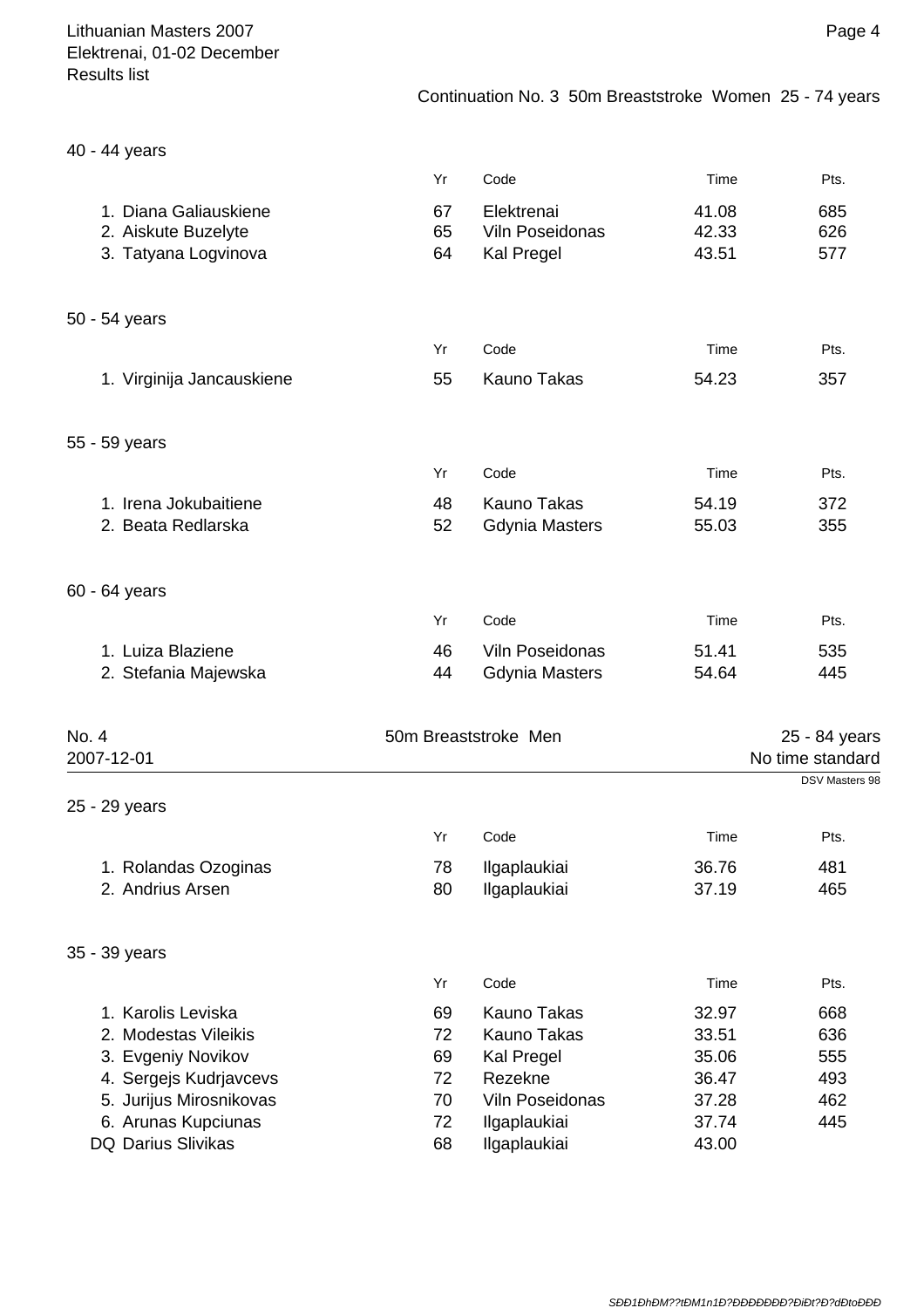Continuation No. 3 50m Breaststroke Women 25 - 74 years

### 40 - 44 years

| | Yr | Code | Time | Pts. |
|---|---|---|---|---|
| 1. Diana Galiauskiene | 67 | Elektrenai | 41.08 | 685 |
| 2. Aiskute Buzelyte | 65 | Viln Poseidonas | 42.33 | 626 |
| 3. Tatyana Logvinova | 64 | Kal Pregel | 43.51 | 577 |

### 50 - 54 years

| | Yr | Code | Time | Pts. |
|---|---|---|---|---|
| 1. Virginija Jancauskiene | 55 | Kauno Takas | 54.23 | 357 |

### 55 - 59 years

| | Yr | Code | Time | Pts. |
|---|---|---|---|---|
| 1. Irena Jokubaitiene | 48 | Kauno Takas | 54.19 | 372 |
| 2. Beata Redlarska | 52 | Gdynia Masters | 55.03 | 355 |

### 60 - 64 years

| | Yr | Code | Time | Pts. |
|---|---|---|---|---|
| 1. Luiza Blaziene | 46 | Viln Poseidonas | 51.41 | 535 |
| 2. Stefania Majewska | 44 | Gdynia Masters | 54.64 | 445 |

## No. 4 50m Breaststroke Men 25 - 84 years

2007-12-01 No time standard

DSV Masters 98

### 25 - 29 years

| | Yr | Code | Time | Pts. |
|---|---|---|---|---|
| 1. Rolandas Ozoginas | 78 | Ilgaplaukiai | 36.76 | 481 |
| 2. Andrius Arsen | 80 | Ilgaplaukiai | 37.19 | 465 |

### 35 - 39 years

| | Yr | Code | Time | Pts. |
|---|---|---|---|---|
| 1. Karolis Leviska | 69 | Kauno Takas | 32.97 | 668 |
| 2. Modestas Vileikis | 72 | Kauno Takas | 33.51 | 636 |
| 3. Evgeniy Novikov | 69 | Kal Pregel | 35.06 | 555 |
| 4. Sergejs Kudrjavcevs | 72 | Rezekne | 36.47 | 493 |
| 5. Jurijus Mirosnikovas | 70 | Viln Poseidonas | 37.28 | 462 |
| 6. Arunas Kupciunas | 72 | Ilgaplaukiai | 37.74 | 445 |
| DQ Darius Slivikas | 68 | Ilgaplaukiai | 43.00 | |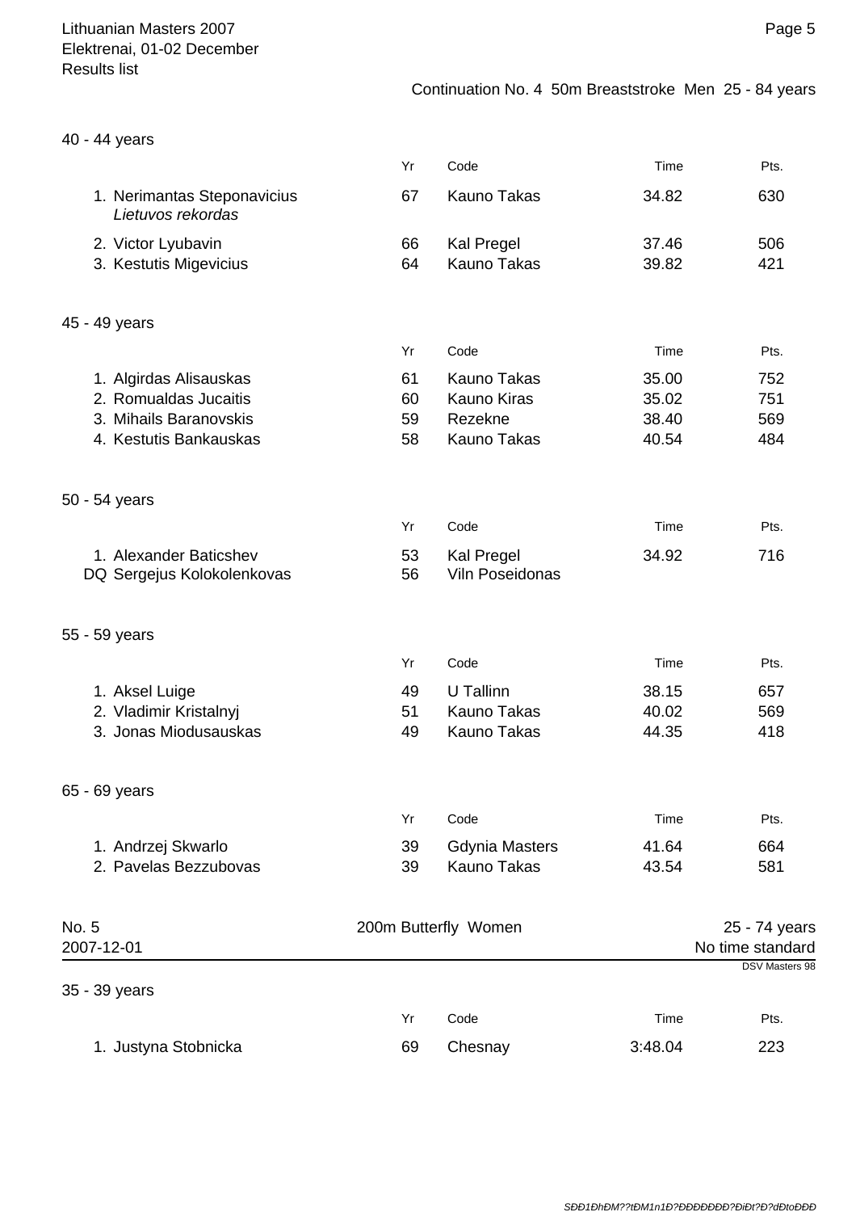Continuation No. 4 50m Breaststroke Men 25 - 84 years

### 40 - 44 years

| | Yr | Code | Time | Pts. |
|---|---|---|---|---|
| 1. Nerimantas Steponavicius *Lietuvos rekordas* | 67 | Kauno Takas | 34.82 | 630 |
| 2. Victor Lyubavin | 66 | Kal Pregel | 37.46 | 506 |
| 3. Kestutis Migevicius | 64 | Kauno Takas | 39.82 | 421 |

### 45 - 49 years

| | Yr | Code | Time | Pts. |
|---|---|---|---|---|
| 1. Algirdas Alisauskas | 61 | Kauno Takas | 35.00 | 752 |
| 2. Romualdas Jucaitis | 60 | Kauno Kiras | 35.02 | 751 |
| 3. Mihails Baranovskis | 59 | Rezekne | 38.40 | 569 |
| 4. Kestutis Bankauskas | 58 | Kauno Takas | 40.54 | 484 |

### 50 - 54 years

| | Yr | Code | Time | Pts. |
|---|---|---|---|---|
| 1. Alexander Baticshev | 53 | Kal Pregel | 34.92 | 716 |
| DQ Sergejus Kolokolenkovas | 56 | Viln Poseidonas | | |

### 55 - 59 years

| | Yr | Code | Time | Pts. |
|---|---|---|---|---|
| 1. Aksel Luige | 49 | U Tallinn | 38.15 | 657 |
| 2. Vladimir Kristalnyj | 51 | Kauno Takas | 40.02 | 569 |
| 3. Jonas Miodusauskas | 49 | Kauno Takas | 44.35 | 418 |

### 65 - 69 years

| | Yr | Code | Time | Pts. |
|---|---|---|---|---|
| 1. Andrzej Skwarlo | 39 | Gdynia Masters | 41.64 | 664 |
| 2. Pavelas Bezzubovas | 39 | Kauno Takas | 43.54 | 581 |

## No. 5 200m Butterfly Women 25 - 74 years

2007-12-01 No time standard

DSV Masters 98

### 35 - 39 years

| | Yr | Code | Time | Pts. |
|---|---|---|---|---|
| 1. Justyna Stobnicka | 69 | Chesnay | 3:48.04 | 223 |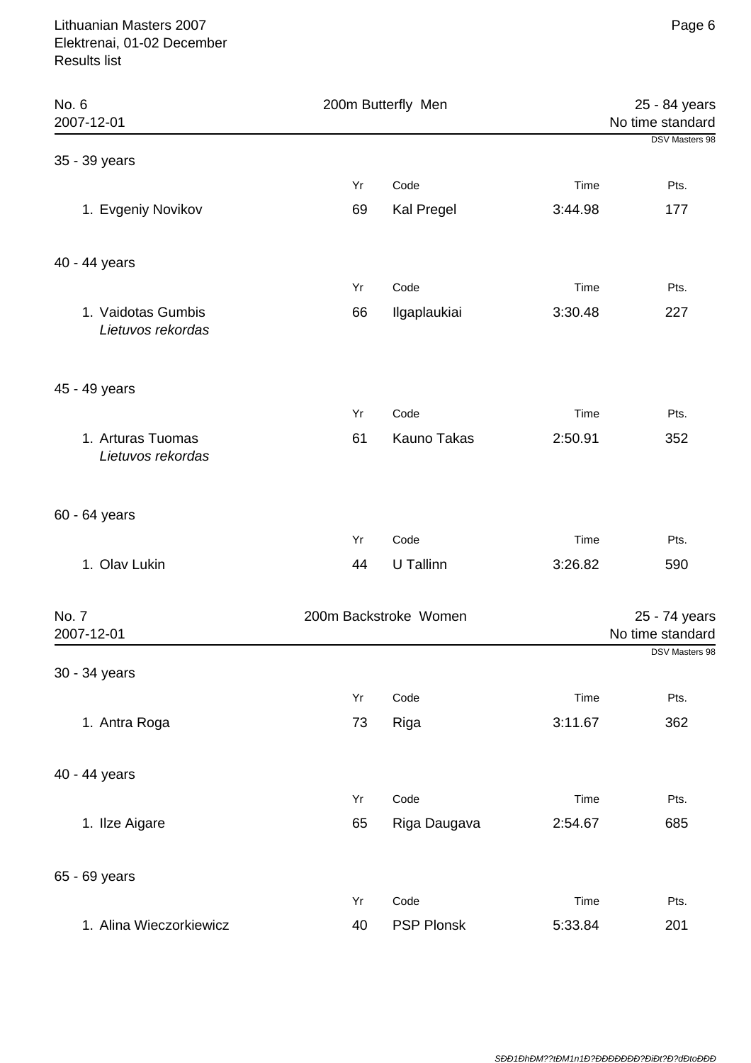## No. 6 — 200m Butterfly Men

2007-12-01 | 25 - 84 years | No time standard | DSV Masters 98

### 35 - 39 years

| | Yr | Code | Time | Pts. |
|---|---|---|---|---|
| 1. Evgeniy Novikov | 69 | Kal Pregel | 3:44.98 | 177 |

### 40 - 44 years

| | Yr | Code | Time | Pts. |
|---|---|---|---|---|
| 1. Vaidotas Gumbis *Lietuvos rekordas* | 66 | Ilgaplaukiai | 3:30.48 | 227 |

### 45 - 49 years

| | Yr | Code | Time | Pts. |
|---|---|---|---|---|
| 1. Arturas Tuomas *Lietuvos rekordas* | 61 | Kauno Takas | 2:50.91 | 352 |

### 60 - 64 years

| | Yr | Code | Time | Pts. |
|---|---|---|---|---|
| 1. Olav Lukin | 44 | U Tallinn | 3:26.82 | 590 |

## No. 7 — 200m Backstroke Women

2007-12-01 | 25 - 74 years | No time standard | DSV Masters 98

### 30 - 34 years

| | Yr | Code | Time | Pts. |
|---|---|---|---|---|
| 1. Antra Roga | 73 | Riga | 3:11.67 | 362 |

### 40 - 44 years

| | Yr | Code | Time | Pts. |
|---|---|---|---|---|
| 1. Ilze Aigare | 65 | Riga Daugava | 2:54.67 | 685 |

### 65 - 69 years

| | Yr | Code | Time | Pts. |
|---|---|---|---|---|
| 1. Alina Wieczorkiewicz | 40 | PSP Plonsk | 5:33.84 | 201 |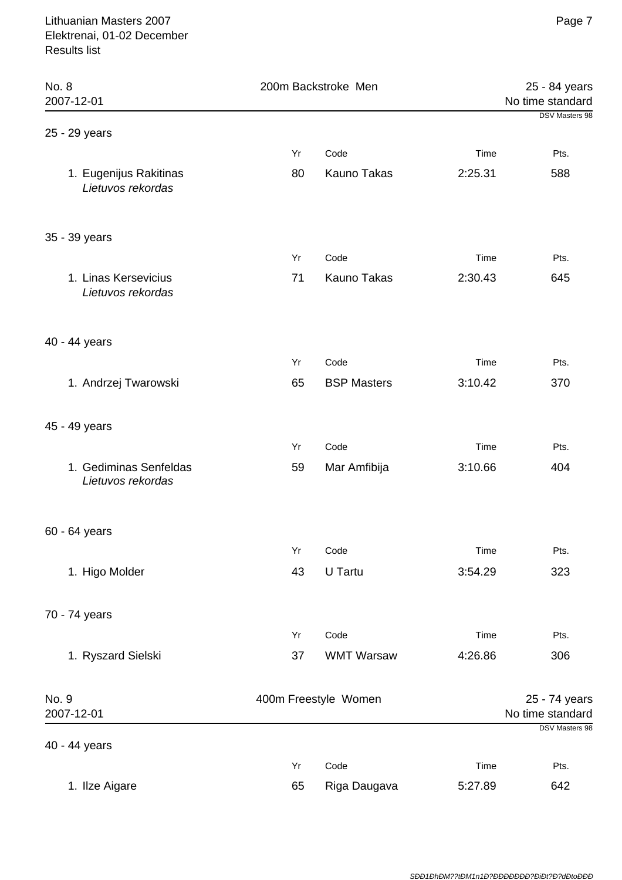## No. 8 — 200m Backstroke Men — 25 - 84 years

2007-12-01 — No time standard — DSV Masters 98

### 25 - 29 years

| | Yr | Code | Time | Pts. |
|---|---|---|---|---|
| 1. Eugenijus Rakitinas *Lietuvos rekordas* | 80 | Kauno Takas | 2:25.31 | 588 |

### 35 - 39 years

| | Yr | Code | Time | Pts. |
|---|---|---|---|---|
| 1. Linas Kersevicius *Lietuvos rekordas* | 71 | Kauno Takas | 2:30.43 | 645 |

### 40 - 44 years

| | Yr | Code | Time | Pts. |
|---|---|---|---|---|
| 1. Andrzej Twarowski | 65 | BSP Masters | 3:10.42 | 370 |

### 45 - 49 years

| | Yr | Code | Time | Pts. |
|---|---|---|---|---|
| 1. Gediminas Senfeldas *Lietuvos rekordas* | 59 | Mar Amfibija | 3:10.66 | 404 |

### 60 - 64 years

| | Yr | Code | Time | Pts. |
|---|---|---|---|---|
| 1. Higo Molder | 43 | U Tartu | 3:54.29 | 323 |

### 70 - 74 years

| | Yr | Code | Time | Pts. |
|---|---|---|---|---|
| 1. Ryszard Sielski | 37 | WMT Warsaw | 4:26.86 | 306 |

## No. 9 — 400m Freestyle Women — 25 - 74 years

2007-12-01 — No time standard — DSV Masters 98

### 40 - 44 years

| | Yr | Code | Time | Pts. |
|---|---|---|---|---|
| 1. Ilze Aigare | 65 | Riga Daugava | 5:27.89 | 642 |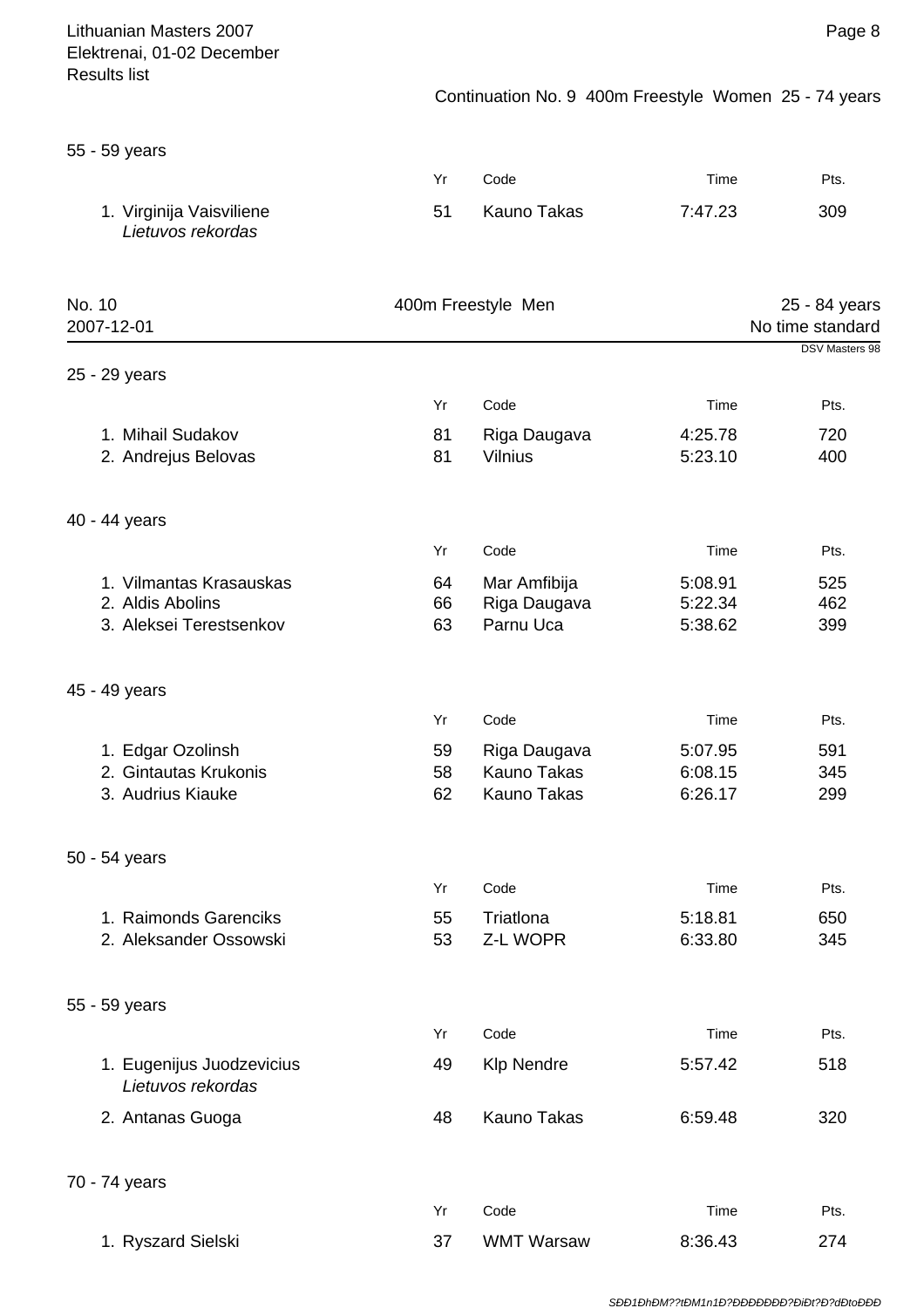Continuation No. 9 400m Freestyle Women 25 - 74 years

### 55 - 59 years

| | Yr | Code | Time | Pts. |
|---|---|---|---|---|
| 1. Virginija Vaisviliene *Lietuvos rekordas* | 51 | Kauno Takas | 7:47.23 | 309 |

## No. 10 — 400m Freestyle Men — 25 - 84 years

2007-12-01 — No time standard

DSV Masters 98

### 25 - 29 years

| | Yr | Code | Time | Pts. |
|---|---|---|---|---|
| 1. Mihail Sudakov | 81 | Riga Daugava | 4:25.78 | 720 |
| 2. Andrejus Belovas | 81 | Vilnius | 5:23.10 | 400 |

### 40 - 44 years

| | Yr | Code | Time | Pts. |
|---|---|---|---|---|
| 1. Vilmantas Krasauskas | 64 | Mar Amfibija | 5:08.91 | 525 |
| 2. Aldis Abolins | 66 | Riga Daugava | 5:22.34 | 462 |
| 3. Aleksei Terestsenkov | 63 | Parnu Uca | 5:38.62 | 399 |

### 45 - 49 years

| | Yr | Code | Time | Pts. |
|---|---|---|---|---|
| 1. Edgar Ozolinsh | 59 | Riga Daugava | 5:07.95 | 591 |
| 2. Gintautas Krukonis | 58 | Kauno Takas | 6:08.15 | 345 |
| 3. Audrius Kiauke | 62 | Kauno Takas | 6:26.17 | 299 |

### 50 - 54 years

| | Yr | Code | Time | Pts. |
|---|---|---|---|---|
| 1. Raimonds Garenciks | 55 | Triatlona | 5:18.81 | 650 |
| 2. Aleksander Ossowski | 53 | Z-L WOPR | 6:33.80 | 345 |

### 55 - 59 years

| | Yr | Code | Time | Pts. |
|---|---|---|---|---|
| 1. Eugenijus Juodzevicius *Lietuvos rekordas* | 49 | Klp Nendre | 5:57.42 | 518 |
| 2. Antanas Guoga | 48 | Kauno Takas | 6:59.48 | 320 |

### 70 - 74 years

| | Yr | Code | Time | Pts. |
|---|---|---|---|---|
| 1. Ryszard Sielski | 37 | WMT Warsaw | 8:36.43 | 274 |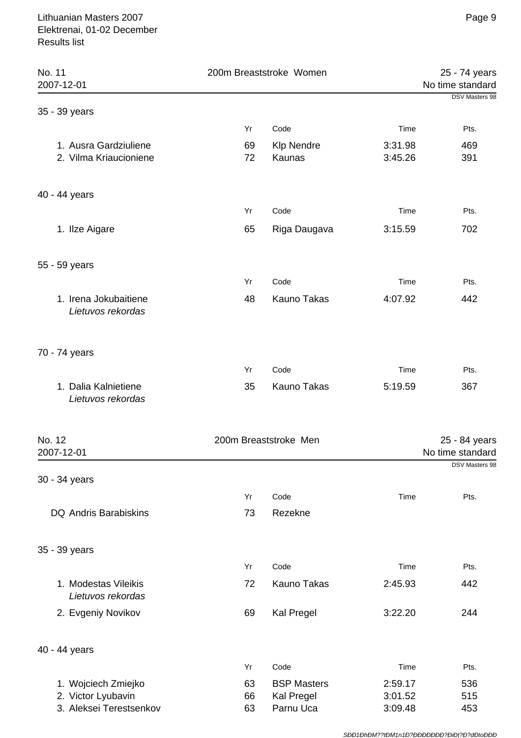## No. 11 — 200m Breaststroke Women — 25 - 74 years

2007-12-01 — No time standard

DSV Masters 98

### 35 - 39 years

| | Yr | Code | Time | Pts. |
|---|---|---|---|---|
| 1. Ausra Gardziuliene | 69 | Klp Nendre | 3:31.98 | 469 |
| 2. Vilma Kriaucioniene | 72 | Kaunas | 3:45.26 | 391 |

### 40 - 44 years

| | Yr | Code | Time | Pts. |
|---|---|---|---|---|
| 1. Ilze Aigare | 65 | Riga Daugava | 3:15.59 | 702 |

### 55 - 59 years

| | Yr | Code | Time | Pts. |
|---|---|---|---|---|
| 1. Irena Jokubaitiene *Lietuvos rekordas* | 48 | Kauno Takas | 4:07.92 | 442 |

### 70 - 74 years

| | Yr | Code | Time | Pts. |
|---|---|---|---|---|
| 1. Dalia Kalnietiene *Lietuvos rekordas* | 35 | Kauno Takas | 5:19.59 | 367 |

## No. 12 — 200m Breaststroke Men — 25 - 84 years

2007-12-01 — No time standard

DSV Masters 98

### 30 - 34 years

| | Yr | Code | Time | Pts. |
|---|---|---|---|---|
| DQ Andris Barabiskins | 73 | Rezekne | | |

### 35 - 39 years

| | Yr | Code | Time | Pts. |
|---|---|---|---|---|
| 1. Modestas Vileikis *Lietuvos rekordas* | 72 | Kauno Takas | 2:45.93 | 442 |
| 2. Evgeniy Novikov | 69 | Kal Pregel | 3:22.20 | 244 |

### 40 - 44 years

| | Yr | Code | Time | Pts. |
|---|---|---|---|---|
| 1. Wojciech Zmiejko | 63 | BSP Masters | 2:59.17 | 536 |
| 2. Victor Lyubavin | 66 | Kal Pregel | 3:01.52 | 515 |
| 3. Aleksei Terestsenkov | 63 | Parnu Uca | 3:09.48 | 453 |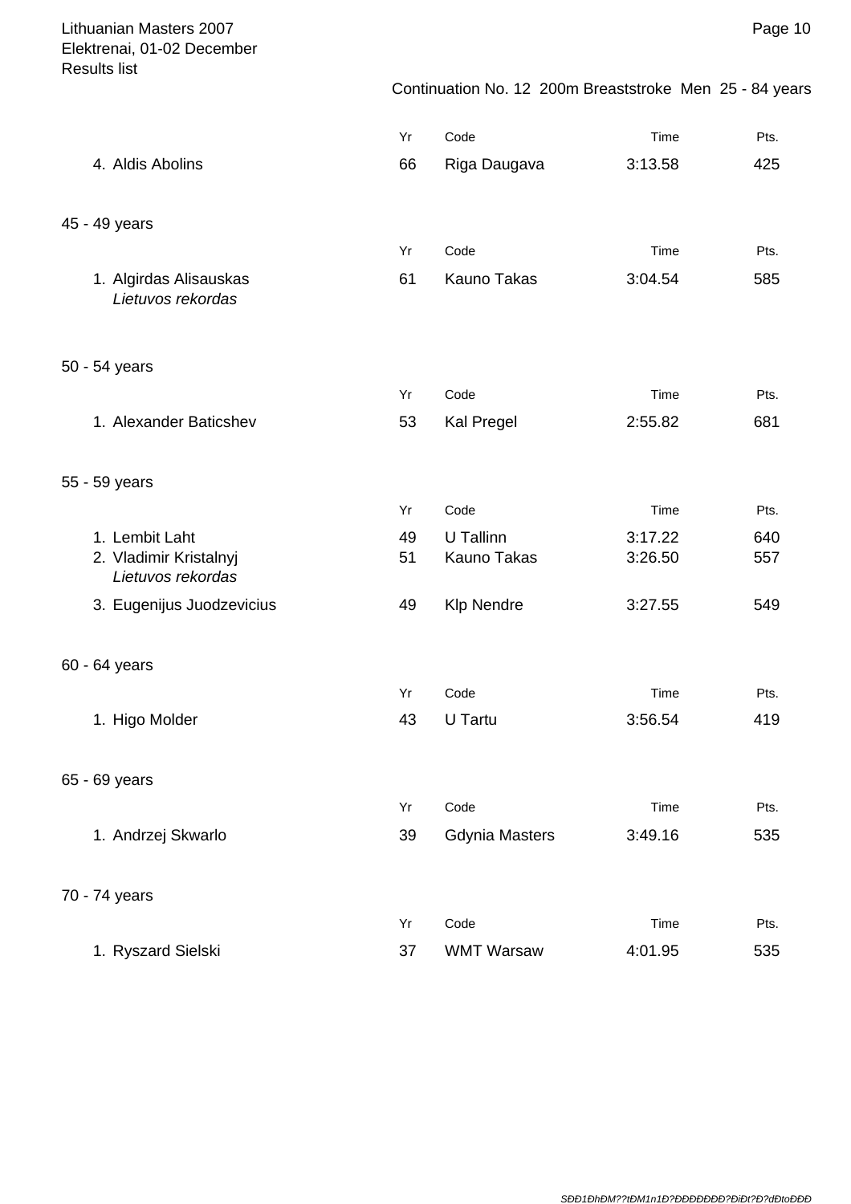Continuation No. 12 200m Breaststroke Men 25 - 84 years

| | Yr | Code | Time | Pts. |
|---|---|---|---|---|
| 4. Aldis Abolins | 66 | Riga Daugava | 3:13.58 | 425 |

45 - 49 years

| | Yr | Code | Time | Pts. |
|---|---|---|---|---|
| 1. Algirdas Alisauskas<br>*Lietuvos rekordas* | 61 | Kauno Takas | 3:04.54 | 585 |

50 - 54 years

| | Yr | Code | Time | Pts. |
|---|---|---|---|---|
| 1. Alexander Baticshev | 53 | Kal Pregel | 2:55.82 | 681 |

55 - 59 years

| | Yr | Code | Time | Pts. |
|---|---|---|---|---|
| 1. Lembit Laht | 49 | U Tallinn | 3:17.22 | 640 |
| 2. Vladimir Kristalnyj<br>*Lietuvos rekordas* | 51 | Kauno Takas | 3:26.50 | 557 |
| 3. Eugenijus Juodzevicius | 49 | Klp Nendre | 3:27.55 | 549 |

60 - 64 years

| | Yr | Code | Time | Pts. |
|---|---|---|---|---|
| 1. Higo Molder | 43 | U Tartu | 3:56.54 | 419 |

65 - 69 years

| | Yr | Code | Time | Pts. |
|---|---|---|---|---|
| 1. Andrzej Skwarlo | 39 | Gdynia Masters | 3:49.16 | 535 |

70 - 74 years

| | Yr | Code | Time | Pts. |
|---|---|---|---|---|
| 1. Ryszard Sielski | 37 | WMT Warsaw | 4:01.95 | 535 |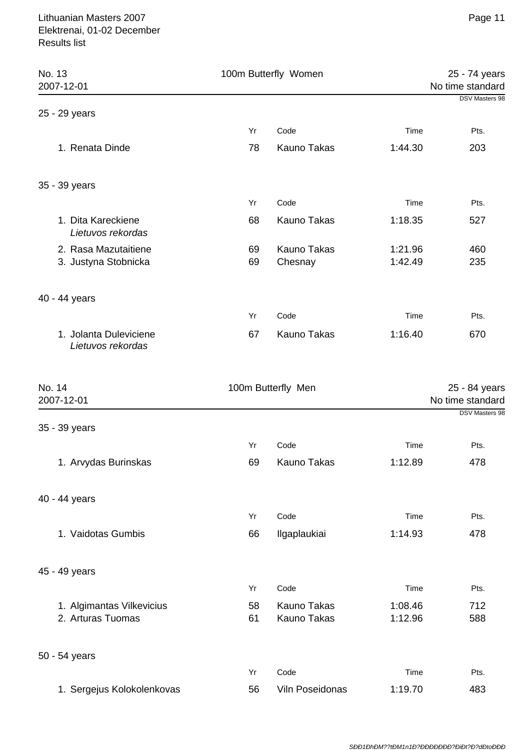## No. 13 — 100m Butterfly Women

2007-12-01 | 25 - 74 years | No time standard | DSV Masters 98

### 25 - 29 years

| | Yr | Code | Time | Pts. |
|---|---|---|---|---|
| 1. Renata Dinde | 78 | Kauno Takas | 1:44.30 | 203 |

### 35 - 39 years

| | Yr | Code | Time | Pts. |
|---|---|---|---|---|
| 1. Dita Kareckiene *Lietuvos rekordas* | 68 | Kauno Takas | 1:18.35 | 527 |
| 2. Rasa Mazutaitiene | 69 | Kauno Takas | 1:21.96 | 460 |
| 3. Justyna Stobnicka | 69 | Chesnay | 1:42.49 | 235 |

### 40 - 44 years

| | Yr | Code | Time | Pts. |
|---|---|---|---|---|
| 1. Jolanta Duleviciene *Lietuvos rekordas* | 67 | Kauno Takas | 1:16.40 | 670 |

## No. 14 — 100m Butterfly Men

2007-12-01 | 25 - 84 years | No time standard | DSV Masters 98

### 35 - 39 years

| | Yr | Code | Time | Pts. |
|---|---|---|---|---|
| 1. Arvydas Burinskas | 69 | Kauno Takas | 1:12.89 | 478 |

### 40 - 44 years

| | Yr | Code | Time | Pts. |
|---|---|---|---|---|
| 1. Vaidotas Gumbis | 66 | Ilgaplaukiai | 1:14.93 | 478 |

### 45 - 49 years

| | Yr | Code | Time | Pts. |
|---|---|---|---|---|
| 1. Algimantas Vilkevicius | 58 | Kauno Takas | 1:08.46 | 712 |
| 2. Arturas Tuomas | 61 | Kauno Takas | 1:12.96 | 588 |

### 50 - 54 years

| | Yr | Code | Time | Pts. |
|---|---|---|---|---|
| 1. Sergejus Kolokolenkovas | 56 | Viln Poseidonas | 1:19.70 | 483 |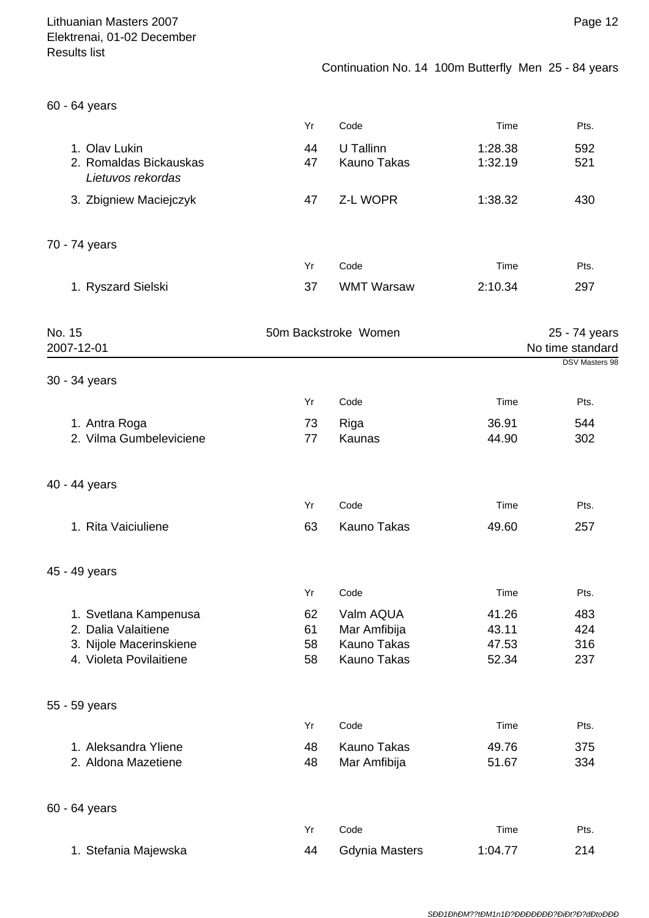Continuation No. 14 100m Butterfly Men 25 - 84 years

### 60 - 64 years

| | Yr | Code | Time | Pts. |
|---|---|---|---|---|
| 1. Olav Lukin | 44 | U Tallinn | 1:28.38 | 592 |
| 2. Romaldas Bickauskas *Lietuvos rekordas* | 47 | Kauno Takas | 1:32.19 | 521 |
| 3. Zbigniew Maciejczyk | 47 | Z-L WOPR | 1:38.32 | 430 |

### 70 - 74 years

| | Yr | Code | Time | Pts. |
|---|---|---|---|---|
| 1. Ryszard Sielski | 37 | WMT Warsaw | 2:10.34 | 297 |

## No. 15 — 50m Backstroke Women — 25 - 74 years

2007-12-01 — No time standard

DSV Masters 98

### 30 - 34 years

| | Yr | Code | Time | Pts. |
|---|---|---|---|---|
| 1. Antra Roga | 73 | Riga | 36.91 | 544 |
| 2. Vilma Gumbeleviciene | 77 | Kaunas | 44.90 | 302 |

### 40 - 44 years

| | Yr | Code | Time | Pts. |
|---|---|---|---|---|
| 1. Rita Vaiciuliene | 63 | Kauno Takas | 49.60 | 257 |

### 45 - 49 years

| | Yr | Code | Time | Pts. |
|---|---|---|---|---|
| 1. Svetlana Kampenusa | 62 | Valm AQUA | 41.26 | 483 |
| 2. Dalia Valaitiene | 61 | Mar Amfibija | 43.11 | 424 |
| 3. Nijole Macerinskiene | 58 | Kauno Takas | 47.53 | 316 |
| 4. Violeta Povilaitiene | 58 | Kauno Takas | 52.34 | 237 |

### 55 - 59 years

| | Yr | Code | Time | Pts. |
|---|---|---|---|---|
| 1. Aleksandra Yliene | 48 | Kauno Takas | 49.76 | 375 |
| 2. Aldona Mazetiene | 48 | Mar Amfibija | 51.67 | 334 |

### 60 - 64 years

| | Yr | Code | Time | Pts. |
|---|---|---|---|---|
| 1. Stefania Majewska | 44 | Gdynia Masters | 1:04.77 | 214 |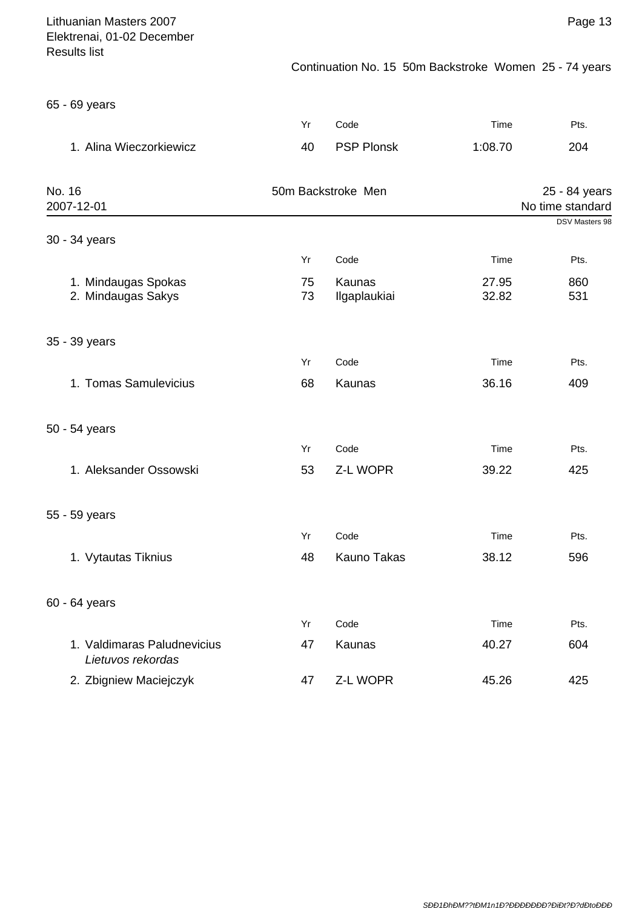Continuation No. 15 50m Backstroke Women 25 - 74 years

### 65 - 69 years

| | Yr | Code | Time | Pts. |
|---|---|---|---|---|
| 1. Alina Wieczorkiewicz | 40 | PSP Plonsk | 1:08.70 | 204 |

## No. 16 — 50m Backstroke Men — 25 - 84 years

2007-12-01

No time standard

DSV Masters 98

### 30 - 34 years

| | Yr | Code | Time | Pts. |
|---|---|---|---|---|
| 1. Mindaugas Spokas | 75 | Kaunas | 27.95 | 860 |
| 2. Mindaugas Sakys | 73 | Ilgaplaukiai | 32.82 | 531 |

### 35 - 39 years

| | Yr | Code | Time | Pts. |
|---|---|---|---|---|
| 1. Tomas Samulevicius | 68 | Kaunas | 36.16 | 409 |

### 50 - 54 years

| | Yr | Code | Time | Pts. |
|---|---|---|---|---|
| 1. Aleksander Ossowski | 53 | Z-L WOPR | 39.22 | 425 |

### 55 - 59 years

| | Yr | Code | Time | Pts. |
|---|---|---|---|---|
| 1. Vytautas Tiknius | 48 | Kauno Takas | 38.12 | 596 |

### 60 - 64 years

| | Yr | Code | Time | Pts. |
|---|---|---|---|---|
| 1. Valdimaras Paludnevicius *Lietuvos rekordas* | 47 | Kaunas | 40.27 | 604 |
| 2. Zbigniew Maciejczyk | 47 | Z-L WOPR | 45.26 | 425 |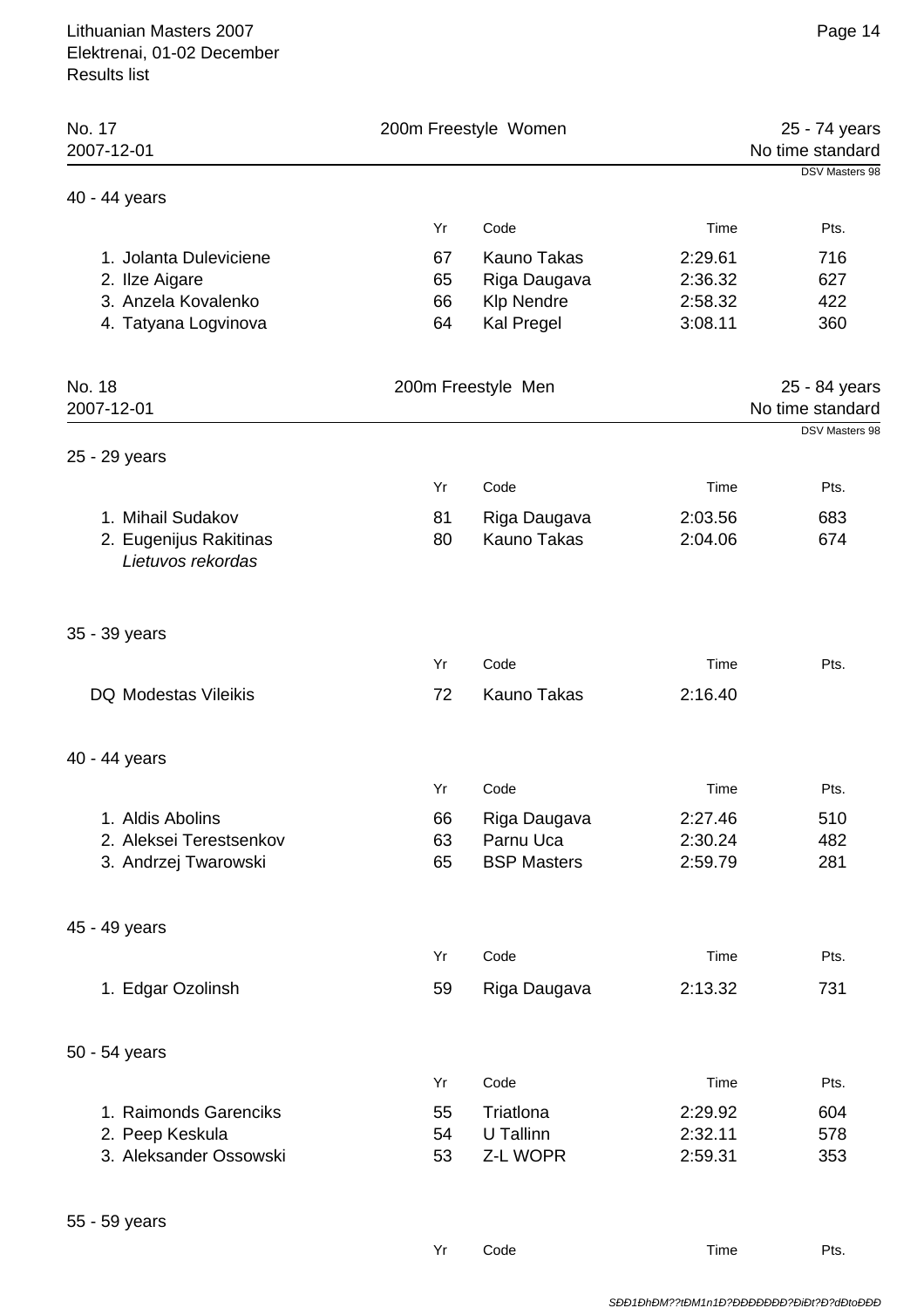## No. 17 — 200m Freestyle Women — 25 - 74 years

2007-12-01 — No time standard — DSV Masters 98

### 40 - 44 years

| | Yr | Code | Time | Pts. |
|---|---|---|---|---|
| 1. Jolanta Duleviciene | 67 | Kauno Takas | 2:29.61 | 716 |
| 2. Ilze Aigare | 65 | Riga Daugava | 2:36.32 | 627 |
| 3. Anzela Kovalenko | 66 | Klp Nendre | 2:58.32 | 422 |
| 4. Tatyana Logvinova | 64 | Kal Pregel | 3:08.11 | 360 |

## No. 18 — 200m Freestyle Men — 25 - 84 years

2007-12-01 — No time standard — DSV Masters 98

### 25 - 29 years

| | Yr | Code | Time | Pts. |
|---|---|---|---|---|
| 1. Mihail Sudakov | 81 | Riga Daugava | 2:03.56 | 683 |
| 2. Eugenijus Rakitinas *Lietuvos rekordas* | 80 | Kauno Takas | 2:04.06 | 674 |

### 35 - 39 years

| | Yr | Code | Time | Pts. |
|---|---|---|---|---|
| DQ Modestas Vileikis | 72 | Kauno Takas | 2:16.40 | |

### 40 - 44 years

| | Yr | Code | Time | Pts. |
|---|---|---|---|---|
| 1. Aldis Abolins | 66 | Riga Daugava | 2:27.46 | 510 |
| 2. Aleksei Terestsenkov | 63 | Parnu Uca | 2:30.24 | 482 |
| 3. Andrzej Twarowski | 65 | BSP Masters | 2:59.79 | 281 |

### 45 - 49 years

| | Yr | Code | Time | Pts. |
|---|---|---|---|---|
| 1. Edgar Ozolinsh | 59 | Riga Daugava | 2:13.32 | 731 |

### 50 - 54 years

| | Yr | Code | Time | Pts. |
|---|---|---|---|---|
| 1. Raimonds Garenciks | 55 | Triatlona | 2:29.92 | 604 |
| 2. Peep Keskula | 54 | U Tallinn | 2:32.11 | 578 |
| 3. Aleksander Ossowski | 53 | Z-L WOPR | 2:59.31 | 353 |

### 55 - 59 years

| | Yr | Code | Time | Pts. |
|---|---|---|---|---|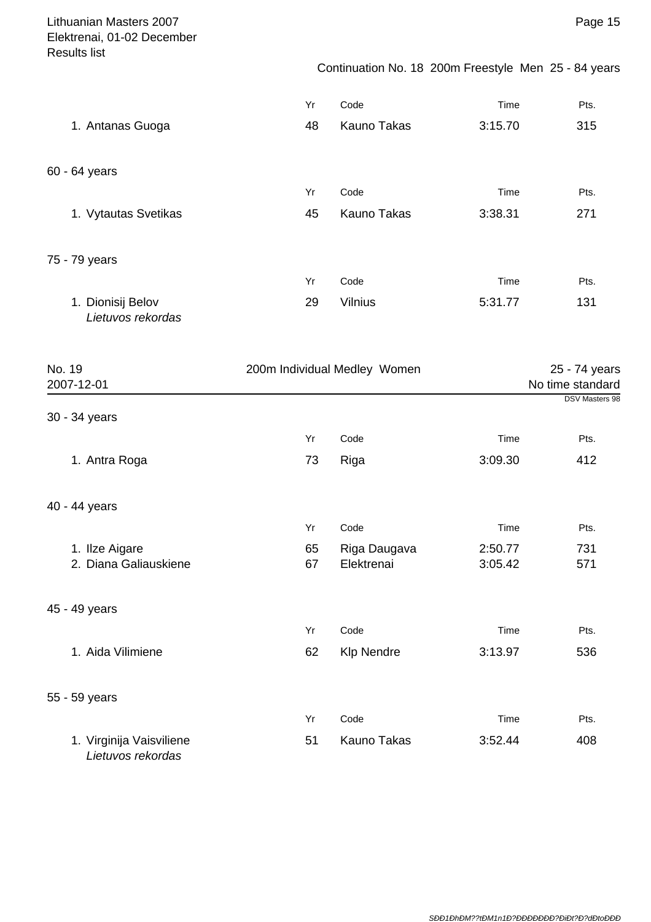Continuation No. 18 200m Freestyle Men 25 - 84 years

| | Yr | Code | Time | Pts. |
|---|---|---|---|---|
| 1. Antanas Guoga | 48 | Kauno Takas | 3:15.70 | 315 |

60 - 64 years

| | Yr | Code | Time | Pts. |
|---|---|---|---|---|
| 1. Vytautas Svetikas | 45 | Kauno Takas | 3:38.31 | 271 |

75 - 79 years

| | Yr | Code | Time | Pts. |
|---|---|---|---|---|
| 1. Dionisij Belov *Lietuvos rekordas* | 29 | Vilnius | 5:31.77 | 131 |

## No. 19 — 200m Individual Medley Women — 25 - 74 years

2007-12-01

No time standard

DSV Masters 98

30 - 34 years

| | Yr | Code | Time | Pts. |
|---|---|---|---|---|
| 1. Antra Roga | 73 | Riga | 3:09.30 | 412 |

40 - 44 years

| | Yr | Code | Time | Pts. |
|---|---|---|---|---|
| 1. Ilze Aigare | 65 | Riga Daugava | 2:50.77 | 731 |
| 2. Diana Galiauskiene | 67 | Elektrenai | 3:05.42 | 571 |

45 - 49 years

| | Yr | Code | Time | Pts. |
|---|---|---|---|---|
| 1. Aida Vilimiene | 62 | Klp Nendre | 3:13.97 | 536 |

55 - 59 years

| | Yr | Code | Time | Pts. |
|---|---|---|---|---|
| 1. Virginija Vaisviliene *Lietuvos rekordas* | 51 | Kauno Takas | 3:52.44 | 408 |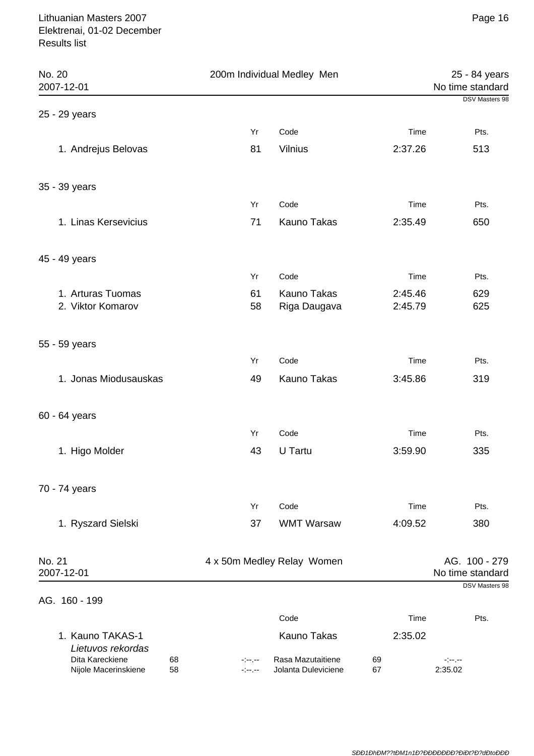Lithuanian Masters 2007
Elektrenai, 01-02 December
Results list

## No. 20 — 200m Individual Medley Men — 25 - 84 years

2007-12-01 — No time standard — DSV Masters 98

### 25 - 29 years

| | Yr | Code | Time | Pts. |
|---|---|---|---|---|
| 1. Andrejus Belovas | 81 | Vilnius | 2:37.26 | 513 |

### 35 - 39 years

| | Yr | Code | Time | Pts. |
|---|---|---|---|---|
| 1. Linas Kersevicius | 71 | Kauno Takas | 2:35.49 | 650 |

### 45 - 49 years

| | Yr | Code | Time | Pts. |
|---|---|---|---|---|
| 1. Arturas Tuomas | 61 | Kauno Takas | 2:45.46 | 629 |
| 2. Viktor Komarov | 58 | Riga Daugava | 2:45.79 | 625 |

### 55 - 59 years

| | Yr | Code | Time | Pts. |
|---|---|---|---|---|
| 1. Jonas Miodusauskas | 49 | Kauno Takas | 3:45.86 | 319 |

### 60 - 64 years

| | Yr | Code | Time | Pts. |
|---|---|---|---|---|
| 1. Higo Molder | 43 | U Tartu | 3:59.90 | 335 |

### 70 - 74 years

| | Yr | Code | Time | Pts. |
|---|---|---|---|---|
| 1. Ryszard Sielski | 37 | WMT Warsaw | 4:09.52 | 380 |

## No. 21 — 4 x 50m Medley Relay Women — AG. 100 - 279

2007-12-01 — No time standard — DSV Masters 98

### AG. 160 - 199

| | Code | Time | Pts. |
|---|---|---|---|
| 1. Kauno TAKAS-1 | Kauno Takas | 2:35.02 | |

*Lietuvos rekordas*

| Name | Yr | Split | Name | Yr | Split |
|---|---|---|---|---|---|
| Dita Kareckiene | 68 | -:--.-- | Rasa Mazutaitiene | 69 | -:--.-- |
| Nijole Macerinskiene | 58 | -:--.-- | Jolanta Duleviciene | 67 | 2:35.02 |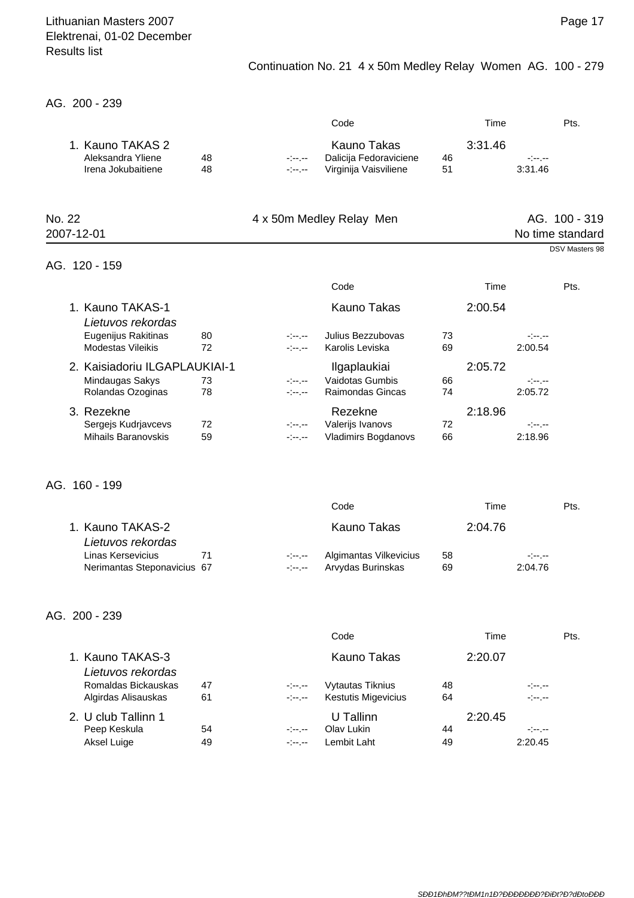Continuation No. 21 4 x 50m Medley Relay Women AG. 100 - 279

AG. 200 - 239

| | | | Code | | Time | Pts. |
|---|---|---|---|---|---|---|
| 1. Kauno TAKAS 2 | | | Kauno Takas | | 3:31.46 | |
| Aleksandra Yliene | 48 | -:--.-- | Dalicija Fedoraviciene | 46 | -:--.-- | |
| Irena Jokubaitiene | 48 | -:--.-- | Virginija Vaisviliene | 51 | 3:31.46 | |

## No. 22 — 4 x 50m Medley Relay Men — AG. 100 - 319

2007-12-01

No time standard

DSV Masters 98

AG. 120 - 159

| | | | Code | | Time | Pts. |
|---|---|---|---|---|---|---|
| 1. Kauno TAKAS-1 | | | Kauno Takas | | 2:00.54 | |
| *Lietuvos rekordas* | | | | | | |
| Eugenijus Rakitinas | 80 | -:--.-- | Julius Bezzubovas | 73 | -:--.-- | |
| Modestas Vileikis | 72 | -:--.-- | Karolis Leviska | 69 | 2:00.54 | |
| 2. Kaisiadoriu ILGAPLAUKIAI-1 | | | Ilgaplaukiai | | 2:05.72 | |
| Mindaugas Sakys | 73 | -:--.-- | Vaidotas Gumbis | 66 | -:--.-- | |
| Rolandas Ozoginas | 78 | -:--.-- | Raimondas Gincas | 74 | 2:05.72 | |
| 3. Rezekne | | | Rezekne | | 2:18.96 | |
| Sergejs Kudrjavcevs | 72 | -:--.-- | Valerijs Ivanovs | 72 | -:--.-- | |
| Mihails Baranovskis | 59 | -:--.-- | Vladimirs Bogdanovs | 66 | 2:18.96 | |

AG. 160 - 199

| | | | Code | | Time | Pts. |
|---|---|---|---|---|---|---|
| 1. Kauno TAKAS-2 | | | Kauno Takas | | 2:04.76 | |
| *Lietuvos rekordas* | | | | | | |
| Linas Kersevicius | 71 | -:--.-- | Algimantas Vilkevicius | 58 | -:--.-- | |
| Nerimantas Steponavicius | 67 | -:--.-- | Arvydas Burinskas | 69 | 2:04.76 | |

AG. 200 - 239

| | | | Code | | Time | Pts. |
|---|---|---|---|---|---|---|
| 1. Kauno TAKAS-3 | | | Kauno Takas | | 2:20.07 | |
| *Lietuvos rekordas* | | | | | | |
| Romaldas Bickauskas | 47 | -:--.-- | Vytautas Tiknius | 48 | -:--.-- | |
| Algirdas Alisauskas | 61 | -:--.-- | Kestutis Migevicius | 64 | -:--.-- | |
| 2. U club Tallinn 1 | | | U Tallinn | | 2:20.45 | |
| Peep Keskula | 54 | -:--.-- | Olav Lukin | 44 | -:--.-- | |
| Aksel Luige | 49 | -:--.-- | Lembit Laht | 49 | 2:20.45 | |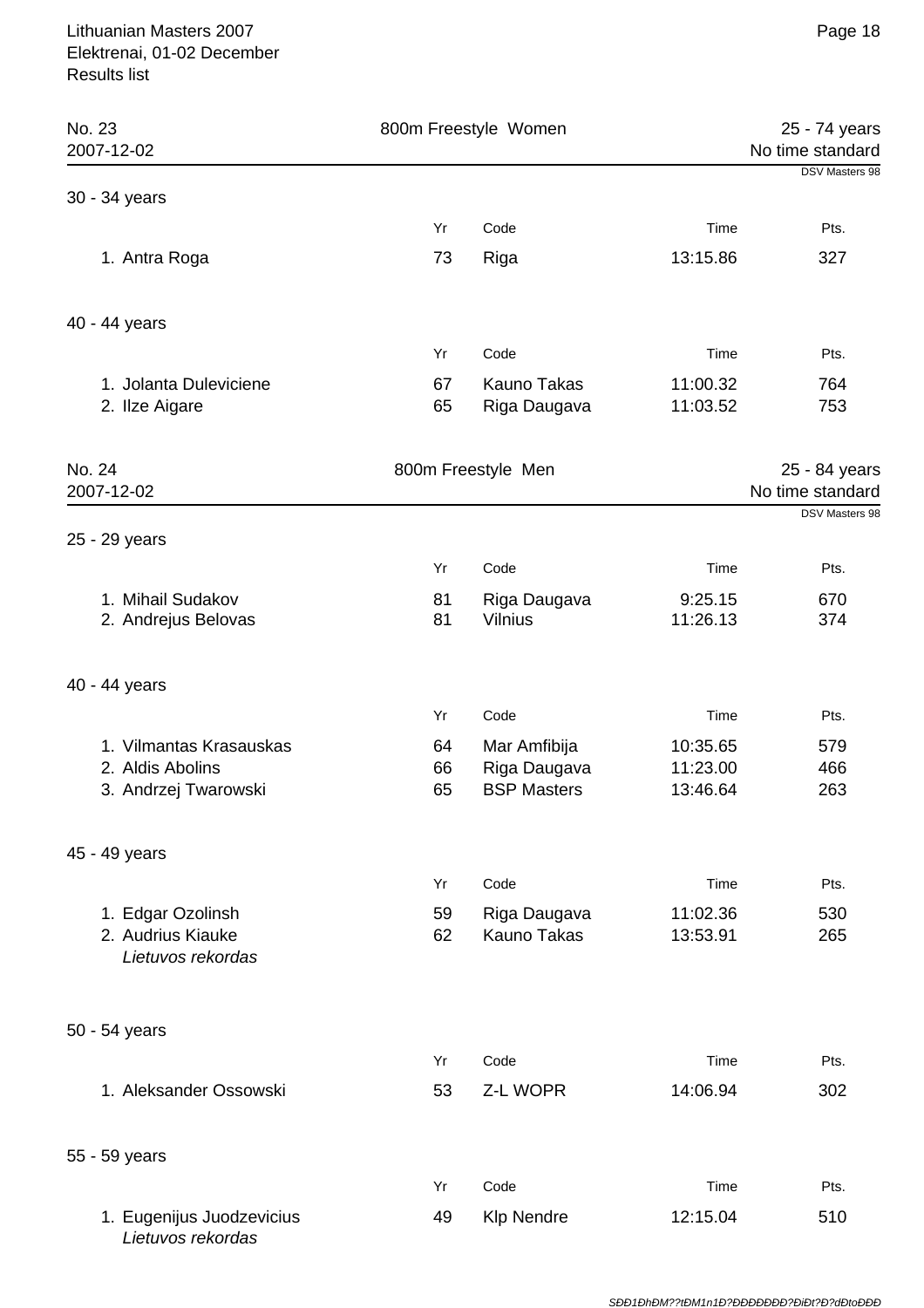## No. 23 — 800m Freestyle Women — 25 - 74 years

2007-12-02 — No time standard — DSV Masters 98

### 30 - 34 years

| | Yr | Code | Time | Pts. |
|---|---|---|---|---|
| 1. Antra Roga | 73 | Riga | 13:15.86 | 327 |

### 40 - 44 years

| | Yr | Code | Time | Pts. |
|---|---|---|---|---|
| 1. Jolanta Duleviciene | 67 | Kauno Takas | 11:00.32 | 764 |
| 2. Ilze Aigare | 65 | Riga Daugava | 11:03.52 | 753 |

## No. 24 — 800m Freestyle Men — 25 - 84 years

2007-12-02 — No time standard — DSV Masters 98

### 25 - 29 years

| | Yr | Code | Time | Pts. |
|---|---|---|---|---|
| 1. Mihail Sudakov | 81 | Riga Daugava | 9:25.15 | 670 |
| 2. Andrejus Belovas | 81 | Vilnius | 11:26.13 | 374 |

### 40 - 44 years

| | Yr | Code | Time | Pts. |
|---|---|---|---|---|
| 1. Vilmantas Krasauskas | 64 | Mar Amfibija | 10:35.65 | 579 |
| 2. Aldis Abolins | 66 | Riga Daugava | 11:23.00 | 466 |
| 3. Andrzej Twarowski | 65 | BSP Masters | 13:46.64 | 263 |

### 45 - 49 years

| | Yr | Code | Time | Pts. |
|---|---|---|---|---|
| 1. Edgar Ozolinsh | 59 | Riga Daugava | 11:02.36 | 530 |
| 2. Audrius Kiauke *Lietuvos rekordas* | 62 | Kauno Takas | 13:53.91 | 265 |

### 50 - 54 years

| | Yr | Code | Time | Pts. |
|---|---|---|---|---|
| 1. Aleksander Ossowski | 53 | Z-L WOPR | 14:06.94 | 302 |

### 55 - 59 years

| | Yr | Code | Time | Pts. |
|---|---|---|---|---|
| 1. Eugenijus Juodzevicius *Lietuvos rekordas* | 49 | Klp Nendre | 12:15.04 | 510 |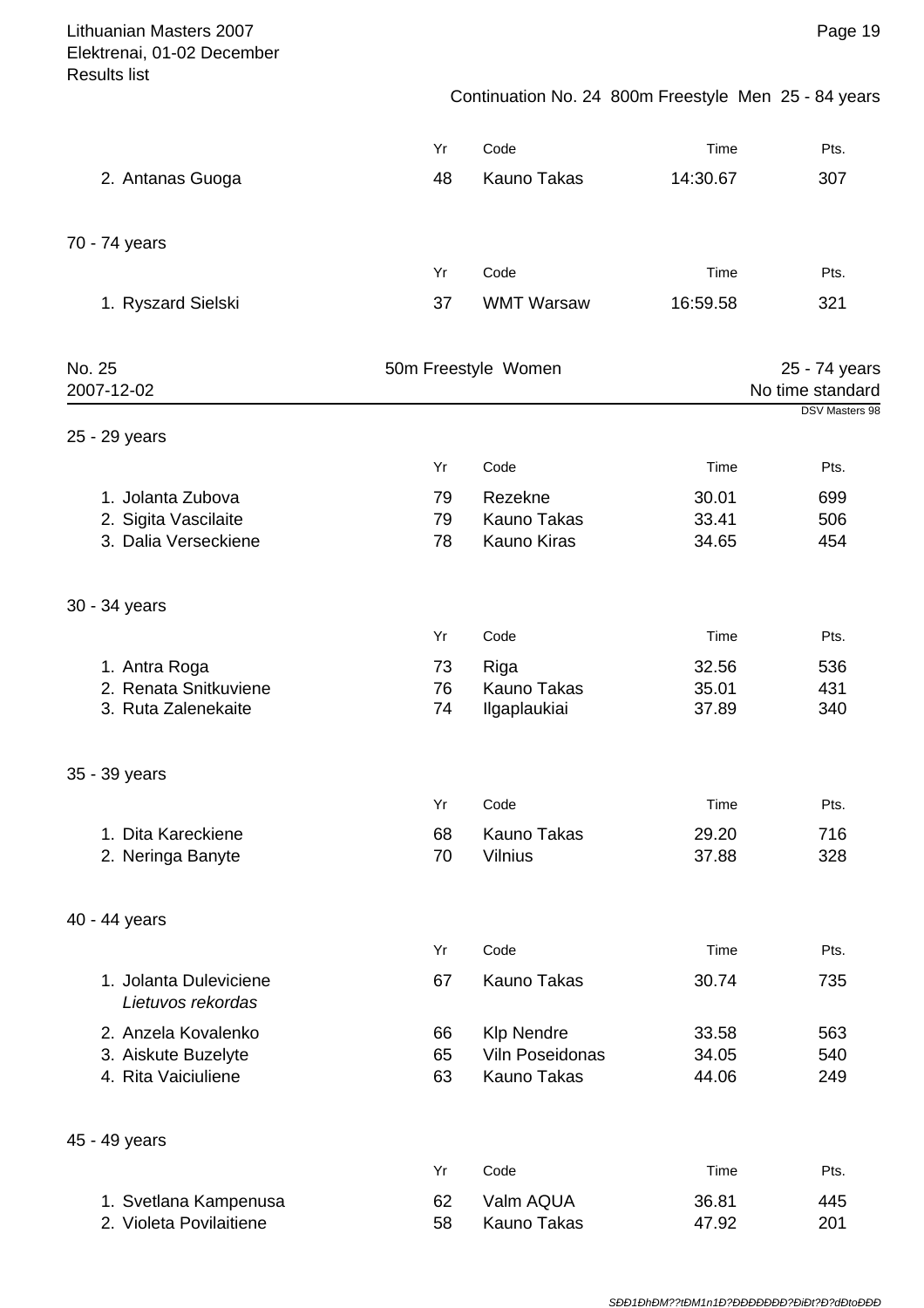Continuation No. 24 800m Freestyle Men 25 - 84 years

| | Yr | Code | Time | Pts. |
|---|---|---|---|---|
| 2. Antanas Guoga | 48 | Kauno Takas | 14:30.67 | 307 |

70 - 74 years

| | Yr | Code | Time | Pts. |
|---|---|---|---|---|
| 1. Ryszard Sielski | 37 | WMT Warsaw | 16:59.58 | 321 |

## No. 25 — 50m Freestyle Women — 25 - 74 years

2007-12-02

No time standard

DSV Masters 98

25 - 29 years

| | Yr | Code | Time | Pts. |
|---|---|---|---|---|
| 1. Jolanta Zubova | 79 | Rezekne | 30.01 | 699 |
| 2. Sigita Vascilaite | 79 | Kauno Takas | 33.41 | 506 |
| 3. Dalia Verseckiene | 78 | Kauno Kiras | 34.65 | 454 |

30 - 34 years

| | Yr | Code | Time | Pts. |
|---|---|---|---|---|
| 1. Antra Roga | 73 | Riga | 32.56 | 536 |
| 2. Renata Snitkuviene | 76 | Kauno Takas | 35.01 | 431 |
| 3. Ruta Zalenekaite | 74 | Ilgaplaukiai | 37.89 | 340 |

35 - 39 years

| | Yr | Code | Time | Pts. |
|---|---|---|---|---|
| 1. Dita Kareckiene | 68 | Kauno Takas | 29.20 | 716 |
| 2. Neringa Banyte | 70 | Vilnius | 37.88 | 328 |

40 - 44 years

| | Yr | Code | Time | Pts. |
|---|---|---|---|---|
| 1. Jolanta Duleviciene *Lietuvos rekordas* | 67 | Kauno Takas | 30.74 | 735 |
| 2. Anzela Kovalenko | 66 | Klp Nendre | 33.58 | 563 |
| 3. Aiskute Buzelyte | 65 | Viln Poseidonas | 34.05 | 540 |
| 4. Rita Vaiciuliene | 63 | Kauno Takas | 44.06 | 249 |

45 - 49 years

| | Yr | Code | Time | Pts. |
|---|---|---|---|---|
| 1. Svetlana Kampenusa | 62 | Valm AQUA | 36.81 | 445 |
| 2. Violeta Povilaitiene | 58 | Kauno Takas | 47.92 | 201 |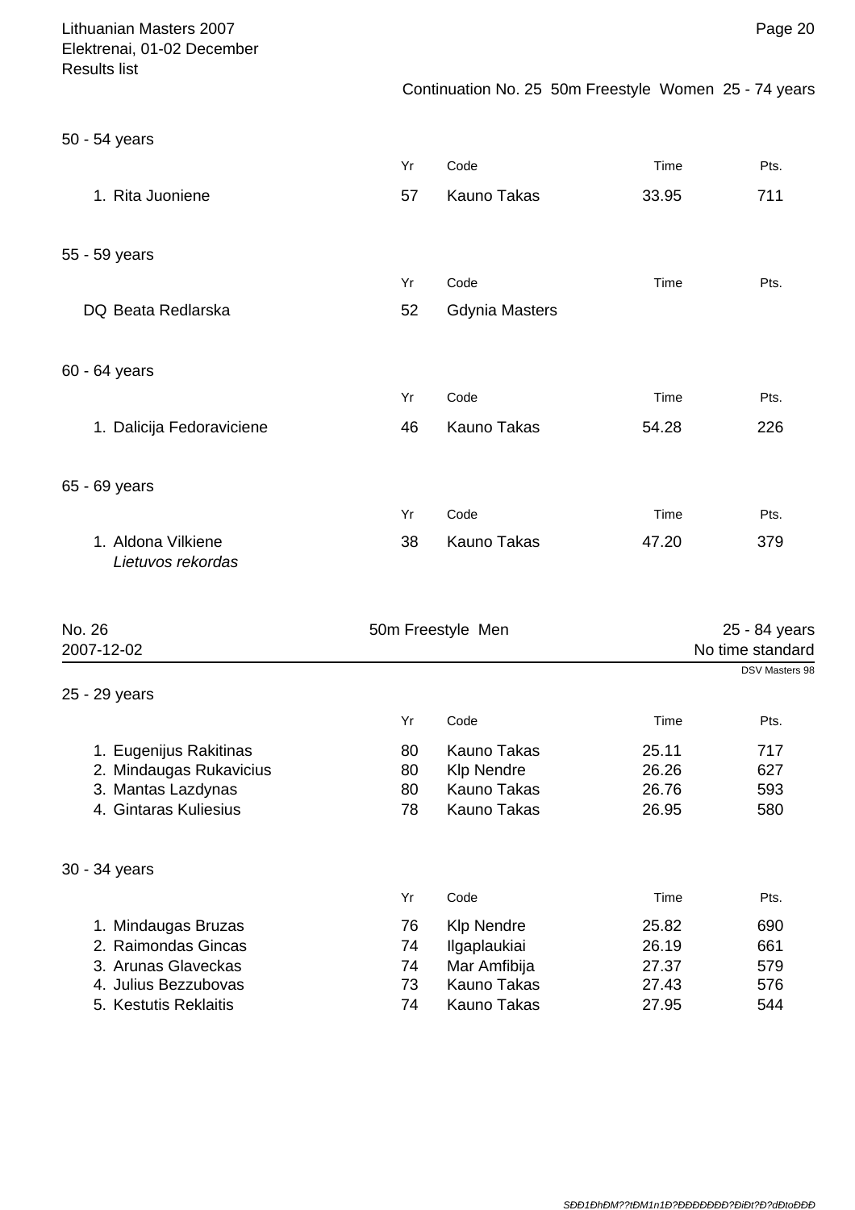Continuation No. 25 50m Freestyle Women 25 - 74 years

### 50 - 54 years

| | Yr | Code | Time | Pts. |
|---|---|---|---|---|
| 1. Rita Juoniene | 57 | Kauno Takas | 33.95 | 711 |

### 55 - 59 years

| | Yr | Code | Time | Pts. |
|---|---|---|---|---|
| DQ Beata Redlarska | 52 | Gdynia Masters | | |

### 60 - 64 years

| | Yr | Code | Time | Pts. |
|---|---|---|---|---|
| 1. Dalicija Fedoraviciene | 46 | Kauno Takas | 54.28 | 226 |

### 65 - 69 years

| | Yr | Code | Time | Pts. |
|---|---|---|---|---|
| 1. Aldona Vilkiene *Lietuvos rekordas* | 38 | Kauno Takas | 47.20 | 379 |

## No. 26 — 50m Freestyle Men — 25 - 84 years

2007-12-02 — No time standard

DSV Masters 98

### 25 - 29 years

| | Yr | Code | Time | Pts. |
|---|---|---|---|---|
| 1. Eugenijus Rakitinas | 80 | Kauno Takas | 25.11 | 717 |
| 2. Mindaugas Rukavicius | 80 | Klp Nendre | 26.26 | 627 |
| 3. Mantas Lazdynas | 80 | Kauno Takas | 26.76 | 593 |
| 4. Gintaras Kuliesius | 78 | Kauno Takas | 26.95 | 580 |

### 30 - 34 years

| | Yr | Code | Time | Pts. |
|---|---|---|---|---|
| 1. Mindaugas Bruzas | 76 | Klp Nendre | 25.82 | 690 |
| 2. Raimondas Gincas | 74 | Ilgaplaukiai | 26.19 | 661 |
| 3. Arunas Glaveckas | 74 | Mar Amfibija | 27.37 | 579 |
| 4. Julius Bezzubovas | 73 | Kauno Takas | 27.43 | 576 |
| 5. Kestutis Reklaitis | 74 | Kauno Takas | 27.95 | 544 |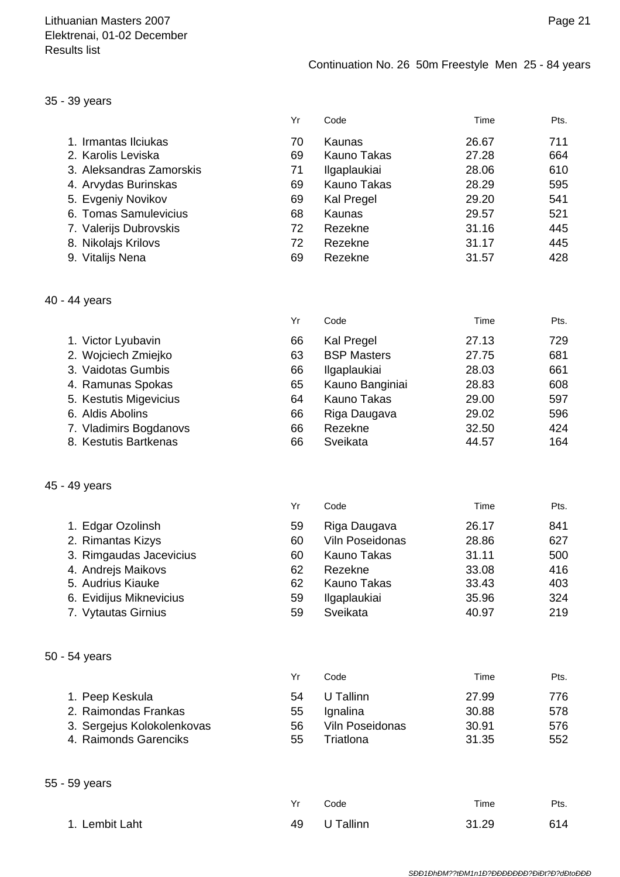Continuation No. 26 50m Freestyle Men 25 - 84 years

## 35 - 39 years

| | Yr | Code | Time | Pts. |
|---|---|---|---|---|
| 1. Irmantas Ilciukas | 70 | Kaunas | 26.67 | 711 |
| 2. Karolis Leviska | 69 | Kauno Takas | 27.28 | 664 |
| 3. Aleksandras Zamorskis | 71 | Ilgaplaukiai | 28.06 | 610 |
| 4. Arvydas Burinskas | 69 | Kauno Takas | 28.29 | 595 |
| 5. Evgeniy Novikov | 69 | Kal Pregel | 29.20 | 541 |
| 6. Tomas Samulevicius | 68 | Kaunas | 29.57 | 521 |
| 7. Valerijs Dubrovskis | 72 | Rezekne | 31.16 | 445 |
| 8. Nikolajs Krilovs | 72 | Rezekne | 31.17 | 445 |
| 9. Vitalijs Nena | 69 | Rezekne | 31.57 | 428 |

## 40 - 44 years

| | Yr | Code | Time | Pts. |
|---|---|---|---|---|
| 1. Victor Lyubavin | 66 | Kal Pregel | 27.13 | 729 |
| 2. Wojciech Zmiejko | 63 | BSP Masters | 27.75 | 681 |
| 3. Vaidotas Gumbis | 66 | Ilgaplaukiai | 28.03 | 661 |
| 4. Ramunas Spokas | 65 | Kauno Banginiai | 28.83 | 608 |
| 5. Kestutis Migevicius | 64 | Kauno Takas | 29.00 | 597 |
| 6. Aldis Abolins | 66 | Riga Daugava | 29.02 | 596 |
| 7. Vladimirs Bogdanovs | 66 | Rezekne | 32.50 | 424 |
| 8. Kestutis Bartkenas | 66 | Sveikata | 44.57 | 164 |

## 45 - 49 years

| | Yr | Code | Time | Pts. |
|---|---|---|---|---|
| 1. Edgar Ozolinsh | 59 | Riga Daugava | 26.17 | 841 |
| 2. Rimantas Kizys | 60 | Viln Poseidonas | 28.86 | 627 |
| 3. Rimgaudas Jacevicius | 60 | Kauno Takas | 31.11 | 500 |
| 4. Andrejs Maikovs | 62 | Rezekne | 33.08 | 416 |
| 5. Audrius Kiauke | 62 | Kauno Takas | 33.43 | 403 |
| 6. Evidijus Miknevicius | 59 | Ilgaplaukiai | 35.96 | 324 |
| 7. Vytautas Girnius | 59 | Sveikata | 40.97 | 219 |

## 50 - 54 years

| | Yr | Code | Time | Pts. |
|---|---|---|---|---|
| 1. Peep Keskula | 54 | U Tallinn | 27.99 | 776 |
| 2. Raimondas Frankas | 55 | Ignalina | 30.88 | 578 |
| 3. Sergejus Kolokolenkovas | 56 | Viln Poseidonas | 30.91 | 576 |
| 4. Raimonds Garenciks | 55 | Triatlona | 31.35 | 552 |

## 55 - 59 years

| | Yr | Code | Time | Pts. |
|---|---|---|---|---|
| 1. Lembit Laht | 49 | U Tallinn | 31.29 | 614 |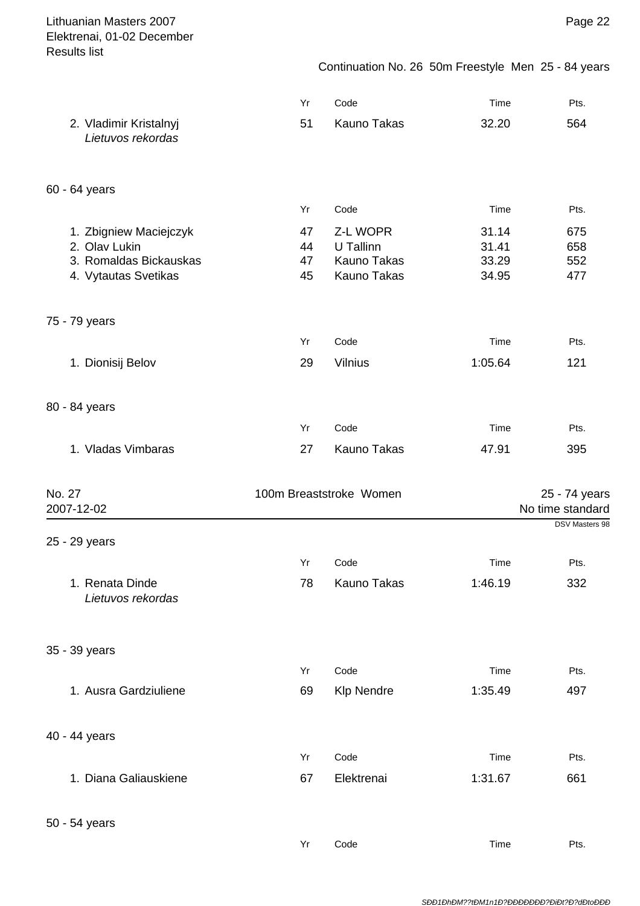Continuation No. 26 50m Freestyle Men 25 - 84 years

| | Yr | Code | Time | Pts. |
|---|---|---|---|---|
| 2. Vladimir Kristalnyj *Lietuvos rekordas* | 51 | Kauno Takas | 32.20 | 564 |

### 60 - 64 years

| | Yr | Code | Time | Pts. |
|---|---|---|---|---|
| 1. Zbigniew Maciejczyk | 47 | Z-L WOPR | 31.14 | 675 |
| 2. Olav Lukin | 44 | U Tallinn | 31.41 | 658 |
| 3. Romaldas Bickauskas | 47 | Kauno Takas | 33.29 | 552 |
| 4. Vytautas Svetikas | 45 | Kauno Takas | 34.95 | 477 |

### 75 - 79 years

| | Yr | Code | Time | Pts. |
|---|---|---|---|---|
| 1. Dionisij Belov | 29 | Vilnius | 1:05.64 | 121 |

### 80 - 84 years

| | Yr | Code | Time | Pts. |
|---|---|---|---|---|
| 1. Vladas Vimbaras | 27 | Kauno Takas | 47.91 | 395 |

## No. 27 100m Breaststroke Women 25 - 74 years

2007-12-02 — No time standard

DSV Masters 98

### 25 - 29 years

| | Yr | Code | Time | Pts. |
|---|---|---|---|---|
| 1. Renata Dinde *Lietuvos rekordas* | 78 | Kauno Takas | 1:46.19 | 332 |

### 35 - 39 years

| | Yr | Code | Time | Pts. |
|---|---|---|---|---|
| 1. Ausra Gardziuliene | 69 | Klp Nendre | 1:35.49 | 497 |

### 40 - 44 years

| | Yr | Code | Time | Pts. |
|---|---|---|---|---|
| 1. Diana Galiauskiene | 67 | Elektrenai | 1:31.67 | 661 |

### 50 - 54 years

| | Yr | Code | Time | Pts. |
|---|---|---|---|---|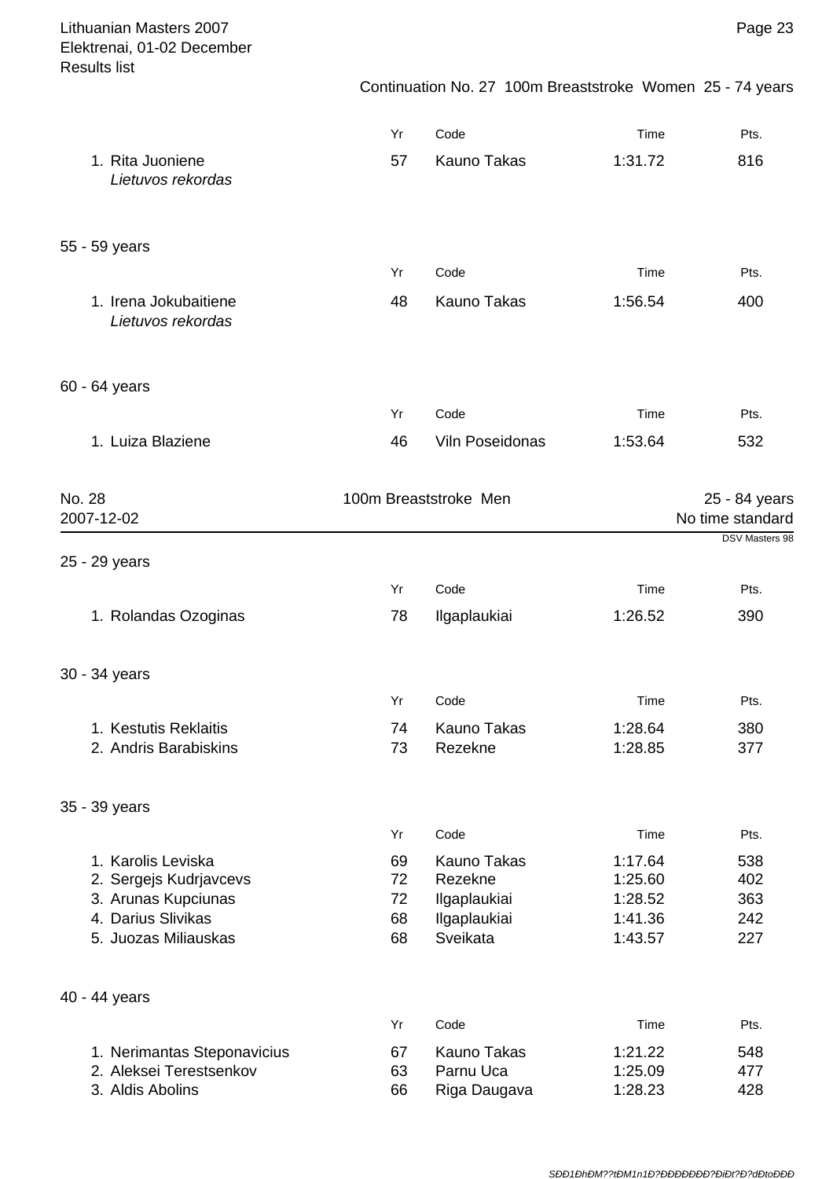Continuation No. 27 100m Breaststroke Women 25 - 74 years

| | Yr | Code | Time | Pts. |
|---|---|---|---|---|
| 1. Rita Juoniene *Lietuvos rekordas* | 57 | Kauno Takas | 1:31.72 | 816 |

### 55 - 59 years

| | Yr | Code | Time | Pts. |
|---|---|---|---|---|
| 1. Irena Jokubaitiene *Lietuvos rekordas* | 48 | Kauno Takas | 1:56.54 | 400 |

### 60 - 64 years

| | Yr | Code | Time | Pts. |
|---|---|---|---|---|
| 1. Luiza Blaziene | 46 | Viln Poseidonas | 1:53.64 | 532 |

## No. 28 100m Breaststroke Men 25 - 84 years

2007-12-02

No time standard

DSV Masters 98

### 25 - 29 years

| | Yr | Code | Time | Pts. |
|---|---|---|---|---|
| 1. Rolandas Ozoginas | 78 | Ilgaplaukiai | 1:26.52 | 390 |

### 30 - 34 years

| | Yr | Code | Time | Pts. |
|---|---|---|---|---|
| 1. Kestutis Reklaitis | 74 | Kauno Takas | 1:28.64 | 380 |
| 2. Andris Barabiskins | 73 | Rezekne | 1:28.85 | 377 |

### 35 - 39 years

| | Yr | Code | Time | Pts. |
|---|---|---|---|---|
| 1. Karolis Leviska | 69 | Kauno Takas | 1:17.64 | 538 |
| 2. Sergejs Kudrjavcevs | 72 | Rezekne | 1:25.60 | 402 |
| 3. Arunas Kupciunas | 72 | Ilgaplaukiai | 1:28.52 | 363 |
| 4. Darius Slivikas | 68 | Ilgaplaukiai | 1:41.36 | 242 |
| 5. Juozas Miliauskas | 68 | Sveikata | 1:43.57 | 227 |

### 40 - 44 years

| | Yr | Code | Time | Pts. |
|---|---|---|---|---|
| 1. Nerimantas Steponavicius | 67 | Kauno Takas | 1:21.22 | 548 |
| 2. Aleksei Terestsenkov | 63 | Parnu Uca | 1:25.09 | 477 |
| 3. Aldis Abolins | 66 | Riga Daugava | 1:28.23 | 428 |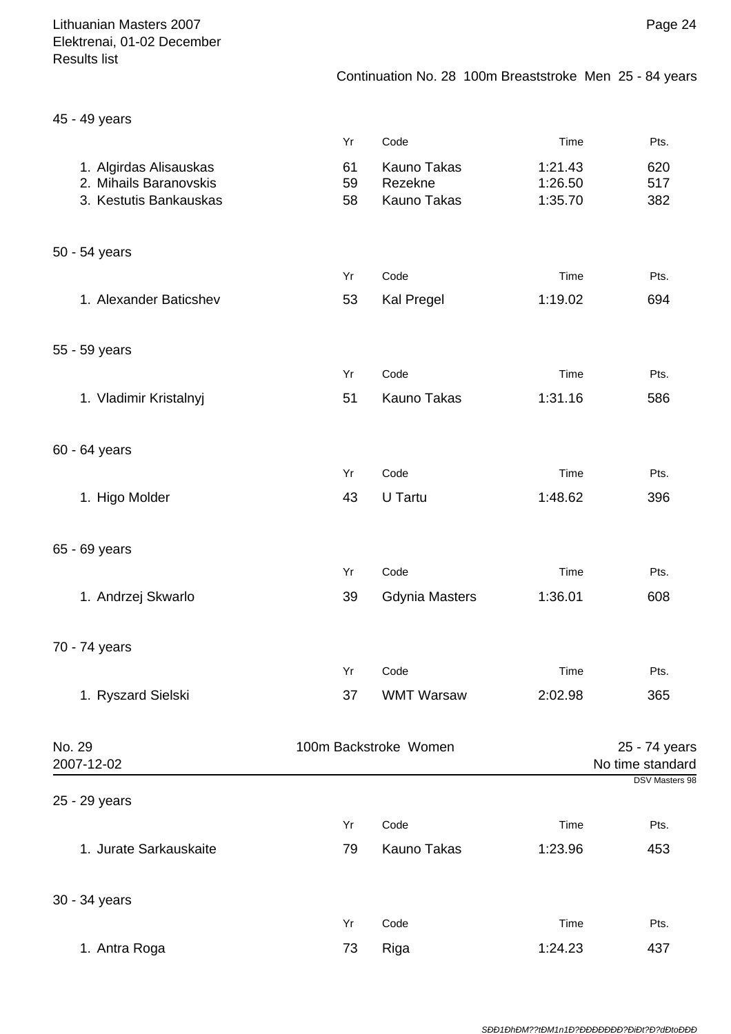Continuation No. 28 100m Breaststroke Men 25 - 84 years

### 45 - 49 years

| | Yr | Code | Time | Pts. |
|---|---|---|---|---|
| 1. Algirdas Alisauskas | 61 | Kauno Takas | 1:21.43 | 620 |
| 2. Mihails Baranovskis | 59 | Rezekne | 1:26.50 | 517 |
| 3. Kestutis Bankauskas | 58 | Kauno Takas | 1:35.70 | 382 |

### 50 - 54 years

| | Yr | Code | Time | Pts. |
|---|---|---|---|---|
| 1. Alexander Baticshev | 53 | Kal Pregel | 1:19.02 | 694 |

### 55 - 59 years

| | Yr | Code | Time | Pts. |
|---|---|---|---|---|
| 1. Vladimir Kristalnyj | 51 | Kauno Takas | 1:31.16 | 586 |

### 60 - 64 years

| | Yr | Code | Time | Pts. |
|---|---|---|---|---|
| 1. Higo Molder | 43 | U Tartu | 1:48.62 | 396 |

### 65 - 69 years

| | Yr | Code | Time | Pts. |
|---|---|---|---|---|
| 1. Andrzej Skwarlo | 39 | Gdynia Masters | 1:36.01 | 608 |

### 70 - 74 years

| | Yr | Code | Time | Pts. |
|---|---|---|---|---|
| 1. Ryszard Sielski | 37 | WMT Warsaw | 2:02.98 | 365 |

## No. 29 100m Backstroke Women 25 - 74 years

2007-12-02 No time standard

DSV Masters 98

### 25 - 29 years

| | Yr | Code | Time | Pts. |
|---|---|---|---|---|
| 1. Jurate Sarkauskaite | 79 | Kauno Takas | 1:23.96 | 453 |

### 30 - 34 years

| | Yr | Code | Time | Pts. |
|---|---|---|---|---|
| 1. Antra Roga | 73 | Riga | 1:24.23 | 437 |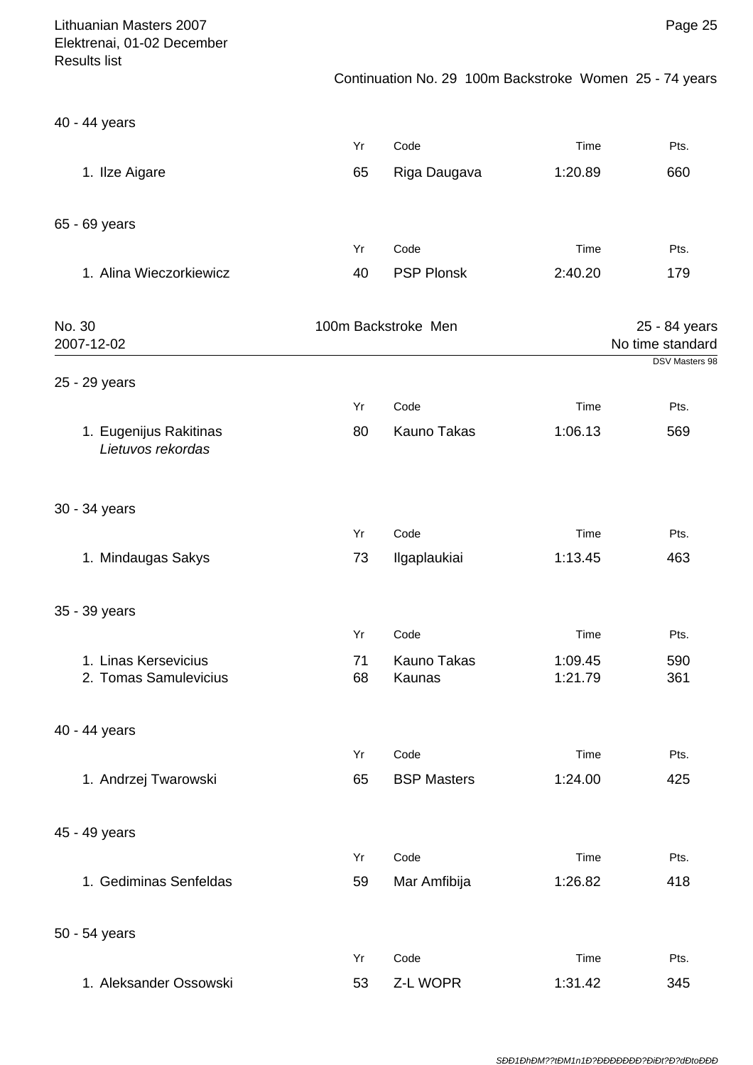Continuation No. 29 100m Backstroke Women 25 - 74 years

### 40 - 44 years

| | Yr | Code | Time | Pts. |
|---|---|---|---|---|
| 1. Ilze Aigare | 65 | Riga Daugava | 1:20.89 | 660 |

### 65 - 69 years

| | Yr | Code | Time | Pts. |
|---|---|---|---|---|
| 1. Alina Wieczorkiewicz | 40 | PSP Plonsk | 2:40.20 | 179 |

## No. 30 — 100m Backstroke Men — 25 - 84 years

2007-12-02 — No time standard

DSV Masters 98

### 25 - 29 years

| | Yr | Code | Time | Pts. |
|---|---|---|---|---|
| 1. Eugenijus Rakitinas *Lietuvos rekordas* | 80 | Kauno Takas | 1:06.13 | 569 |

### 30 - 34 years

| | Yr | Code | Time | Pts. |
|---|---|---|---|---|
| 1. Mindaugas Sakys | 73 | Ilgaplaukiai | 1:13.45 | 463 |

### 35 - 39 years

| | Yr | Code | Time | Pts. |
|---|---|---|---|---|
| 1. Linas Kersevicius | 71 | Kauno Takas | 1:09.45 | 590 |
| 2. Tomas Samulevicius | 68 | Kaunas | 1:21.79 | 361 |

### 40 - 44 years

| | Yr | Code | Time | Pts. |
|---|---|---|---|---|
| 1. Andrzej Twarowski | 65 | BSP Masters | 1:24.00 | 425 |

### 45 - 49 years

| | Yr | Code | Time | Pts. |
|---|---|---|---|---|
| 1. Gediminas Senfeldas | 59 | Mar Amfibija | 1:26.82 | 418 |

### 50 - 54 years

| | Yr | Code | Time | Pts. |
|---|---|---|---|---|
| 1. Aleksander Ossowski | 53 | Z-L WOPR | 1:31.42 | 345 |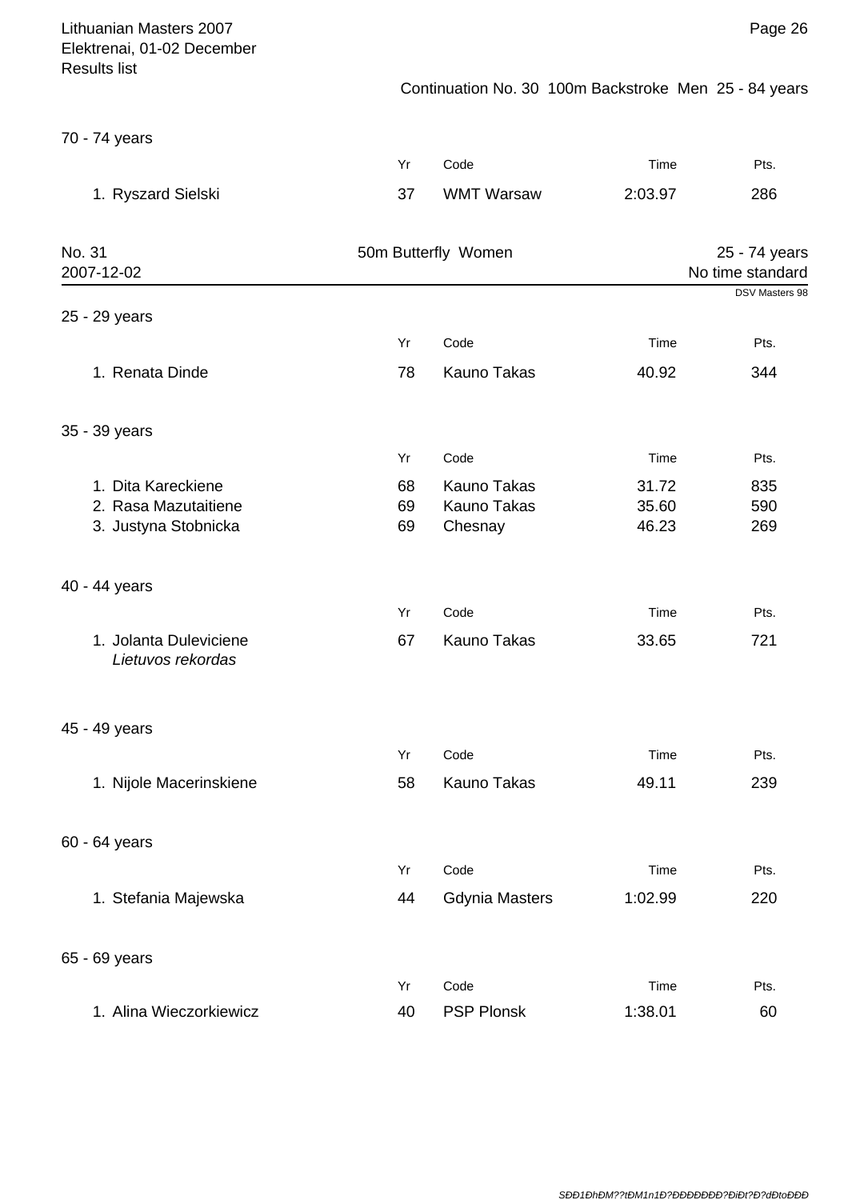Continuation No. 30 100m Backstroke Men 25 - 84 years

### 70 - 74 years

| | Yr | Code | Time | Pts. |
|---|---|---|---|---|
| 1. Ryszard Sielski | 37 | WMT Warsaw | 2:03.97 | 286 |

## No. 31 50m Butterfly Women 25 - 74 years

2007-12-02

No time standard

DSV Masters 98

### 25 - 29 years

| | Yr | Code | Time | Pts. |
|---|---|---|---|---|
| 1. Renata Dinde | 78 | Kauno Takas | 40.92 | 344 |

### 35 - 39 years

| | Yr | Code | Time | Pts. |
|---|---|---|---|---|
| 1. Dita Kareckiene | 68 | Kauno Takas | 31.72 | 835 |
| 2. Rasa Mazutaitiene | 69 | Kauno Takas | 35.60 | 590 |
| 3. Justyna Stobnicka | 69 | Chesnay | 46.23 | 269 |

### 40 - 44 years

| | Yr | Code | Time | Pts. |
|---|---|---|---|---|
| 1. Jolanta Duleviciene *Lietuvos rekordas* | 67 | Kauno Takas | 33.65 | 721 |

### 45 - 49 years

| | Yr | Code | Time | Pts. |
|---|---|---|---|---|
| 1. Nijole Macerinskiene | 58 | Kauno Takas | 49.11 | 239 |

### 60 - 64 years

| | Yr | Code | Time | Pts. |
|---|---|---|---|---|
| 1. Stefania Majewska | 44 | Gdynia Masters | 1:02.99 | 220 |

### 65 - 69 years

| | Yr | Code | Time | Pts. |
|---|---|---|---|---|
| 1. Alina Wieczorkiewicz | 40 | PSP Plonsk | 1:38.01 | 60 |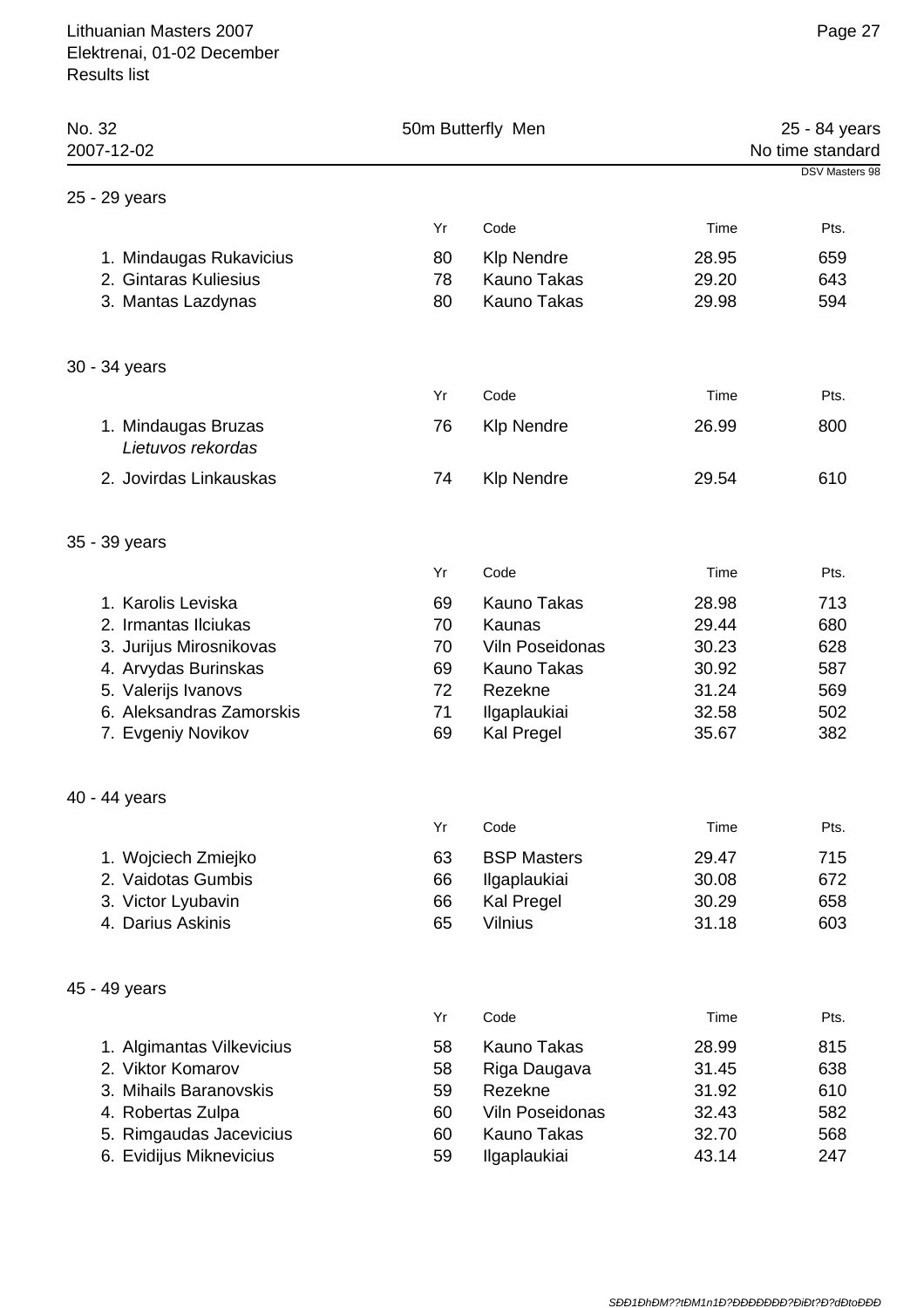| No. 32 | 50m Butterfly Men | 25 - 84 years |
|---|---|---|
| 2007-12-02 | | No time standard |

DSV Masters 98

## 25 - 29 years

| | Yr | Code | Time | Pts. |
|---|---|---|---|---|
| 1. Mindaugas Rukavicius | 80 | Klp Nendre | 28.95 | 659 |
| 2. Gintaras Kuliesius | 78 | Kauno Takas | 29.20 | 643 |
| 3. Mantas Lazdynas | 80 | Kauno Takas | 29.98 | 594 |

## 30 - 34 years

| | Yr | Code | Time | Pts. |
|---|---|---|---|---|
| 1. Mindaugas Bruzas *Lietuvos rekordas* | 76 | Klp Nendre | 26.99 | 800 |
| 2. Jovirdas Linkauskas | 74 | Klp Nendre | 29.54 | 610 |

## 35 - 39 years

| | Yr | Code | Time | Pts. |
|---|---|---|---|---|
| 1. Karolis Leviska | 69 | Kauno Takas | 28.98 | 713 |
| 2. Irmantas Ilciukas | 70 | Kaunas | 29.44 | 680 |
| 3. Jurijus Mirosnikovas | 70 | Viln Poseidonas | 30.23 | 628 |
| 4. Arvydas Burinskas | 69 | Kauno Takas | 30.92 | 587 |
| 5. Valerijs Ivanovs | 72 | Rezekne | 31.24 | 569 |
| 6. Aleksandras Zamorskis | 71 | Ilgaplaukiai | 32.58 | 502 |
| 7. Evgeniy Novikov | 69 | Kal Pregel | 35.67 | 382 |

## 40 - 44 years

| | Yr | Code | Time | Pts. |
|---|---|---|---|---|
| 1. Wojciech Zmiejko | 63 | BSP Masters | 29.47 | 715 |
| 2. Vaidotas Gumbis | 66 | Ilgaplaukiai | 30.08 | 672 |
| 3. Victor Lyubavin | 66 | Kal Pregel | 30.29 | 658 |
| 4. Darius Askinis | 65 | Vilnius | 31.18 | 603 |

## 45 - 49 years

| | Yr | Code | Time | Pts. |
|---|---|---|---|---|
| 1. Algimantas Vilkevicius | 58 | Kauno Takas | 28.99 | 815 |
| 2. Viktor Komarov | 58 | Riga Daugava | 31.45 | 638 |
| 3. Mihails Baranovskis | 59 | Rezekne | 31.92 | 610 |
| 4. Robertas Zulpa | 60 | Viln Poseidonas | 32.43 | 582 |
| 5. Rimgaudas Jacevicius | 60 | Kauno Takas | 32.70 | 568 |
| 6. Evidijus Miknevicius | 59 | Ilgaplaukiai | 43.14 | 247 |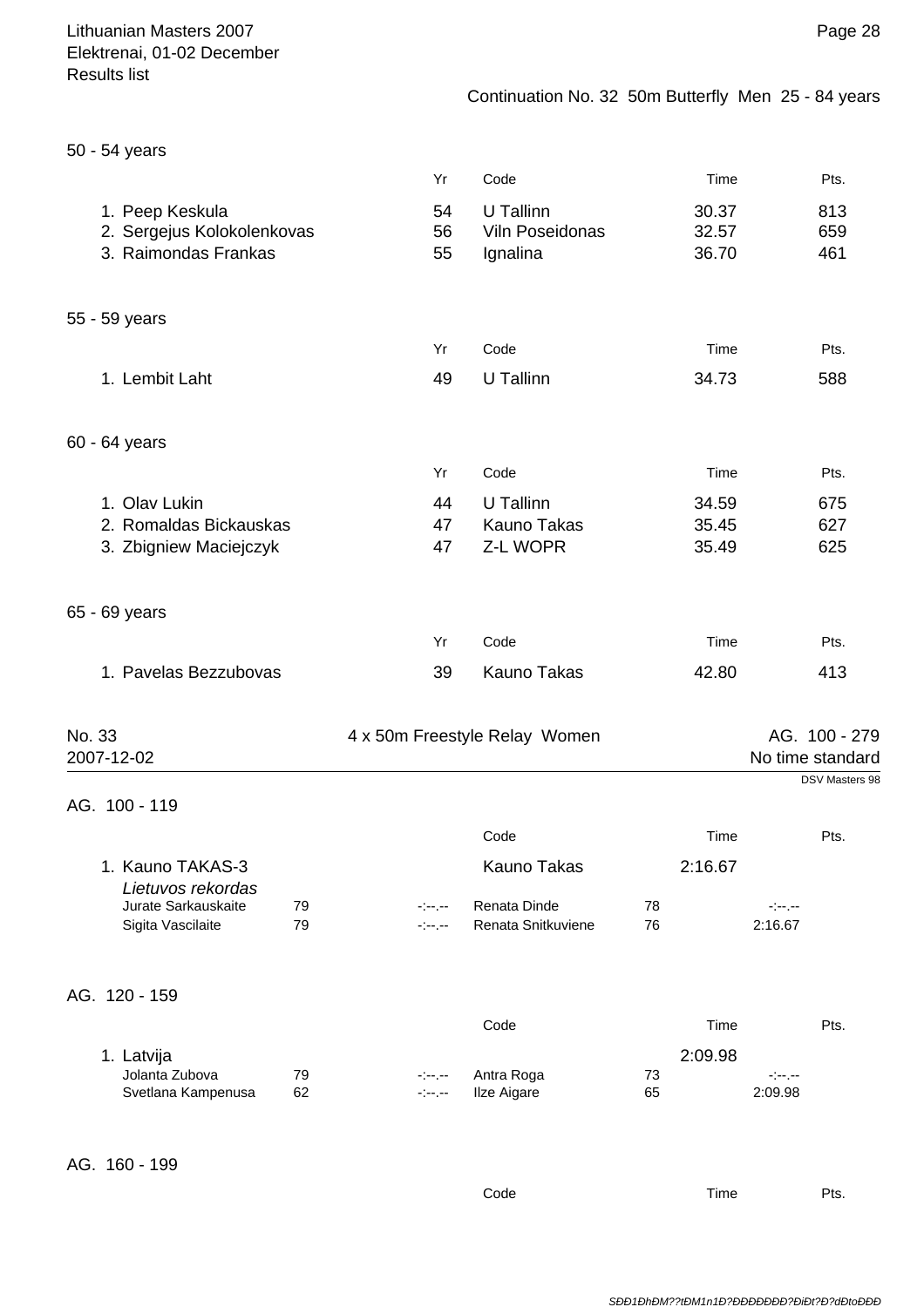Continuation No. 32 50m Butterfly Men 25 - 84 years

### 50 - 54 years

| | Yr | Code | Time | Pts. |
|---|---|---|---|---|
| 1. Peep Keskula | 54 | U Tallinn | 30.37 | 813 |
| 2. Sergejus Kolokolenkovas | 56 | Viln Poseidonas | 32.57 | 659 |
| 3. Raimondas Frankas | 55 | Ignalina | 36.70 | 461 |

### 55 - 59 years

| | Yr | Code | Time | Pts. |
|---|---|---|---|---|
| 1. Lembit Laht | 49 | U Tallinn | 34.73 | 588 |

### 60 - 64 years

| | Yr | Code | Time | Pts. |
|---|---|---|---|---|
| 1. Olav Lukin | 44 | U Tallinn | 34.59 | 675 |
| 2. Romaldas Bickauskas | 47 | Kauno Takas | 35.45 | 627 |
| 3. Zbigniew Maciejczyk | 47 | Z-L WOPR | 35.49 | 625 |

### 65 - 69 years

| | Yr | Code | Time | Pts. |
|---|---|---|---|---|
| 1. Pavelas Bezzubovas | 39 | Kauno Takas | 42.80 | 413 |

## No. 33 4 x 50m Freestyle Relay Women

2007-12-02

AG. 100 - 279
No time standard
DSV Masters 98

### AG. 100 - 119

| | Code | Time | Pts. |
|---|---|---|---|
| 1. Kauno TAKAS-3 | Kauno Takas | 2:16.67 | |

*Lietuvos rekordas*

| Name | Yr | Split | Name | Yr | Split |
|---|---|---|---|---|---|
| Jurate Sarkauskaite | 79 | -:--.-- | Renata Dinde | 78 | -:--.-- |
| Sigita Vascilaite | 79 | -:--.-- | Renata Snitkuviene | 76 | 2:16.67 |

### AG. 120 - 159

| | Code | Time | Pts. |
|---|---|---|---|
| 1. Latvija | | 2:09.98 | |

| Name | Yr | Split | Name | Yr | Split |
|---|---|---|---|---|---|
| Jolanta Zubova | 79 | -:--.-- | Antra Roga | 73 | -:--.-- |
| Svetlana Kampenusa | 62 | -:--.-- | Ilze Aigare | 65 | 2:09.98 |

### AG. 160 - 199

| | Code | Time | Pts. |
|---|---|---|---|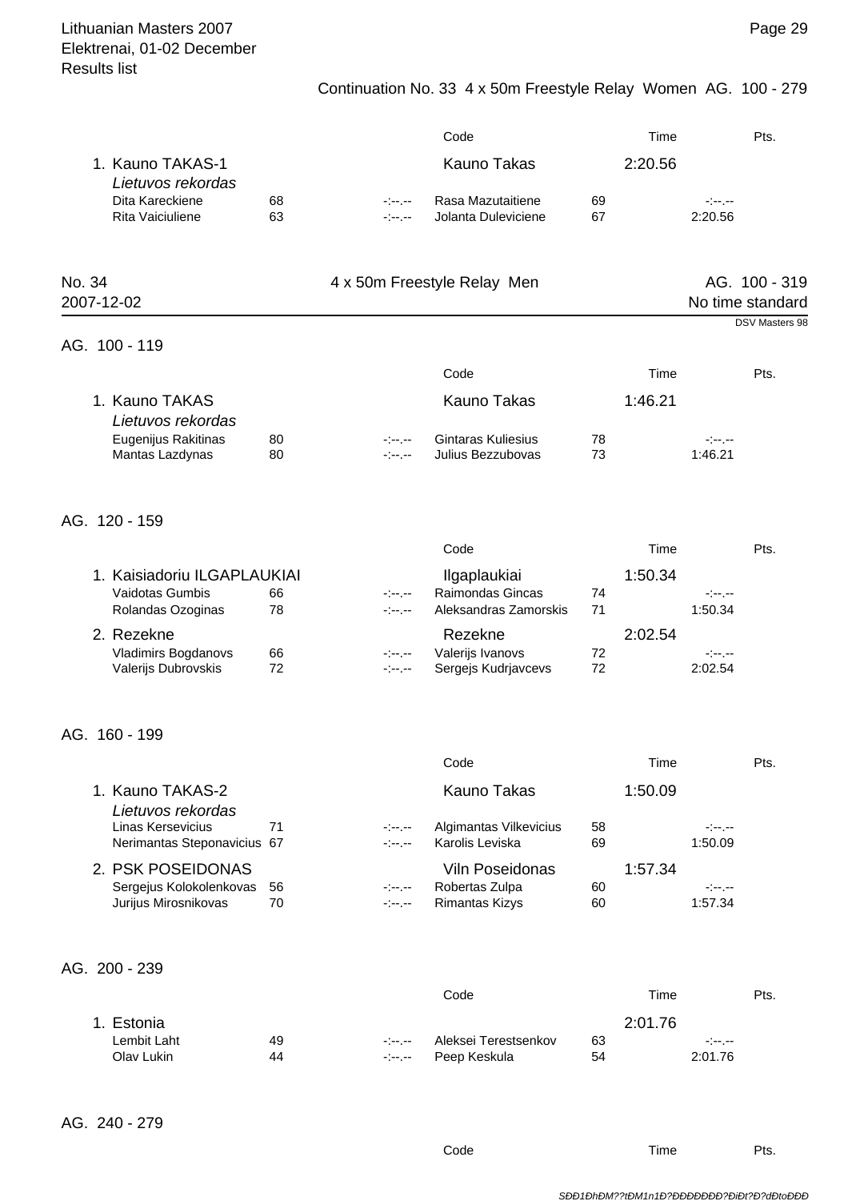Continuation No. 33 4 x 50m Freestyle Relay Women AG. 100 - 279

| | | | Code | | Time | | Pts. |
|---|---|---|---|---|---|---|---|
| 1. Kauno TAKAS-1 *Lietuvos rekordas* | | | Kauno Takas | | 2:20.56 | | |
| Dita Kareckiene | 68 | -:--.-- | Rasa Mazutaitiene | 69 | | -:--.-- | |
| Rita Vaiciuliene | 63 | -:--.-- | Jolanta Duleviciene | 67 | | 2:20.56 | |

## No. 34 4 x 50m Freestyle Relay Men AG. 100 - 319

2007-12-02 No time standard

DSV Masters 98

### AG. 100 - 119

| | | | Code | | Time | | Pts. |
|---|---|---|---|---|---|---|---|
| 1. Kauno TAKAS *Lietuvos rekordas* | | | Kauno Takas | | 1:46.21 | | |
| Eugenijus Rakitinas | 80 | -:--.-- | Gintaras Kuliesius | 78 | | -:--.-- | |
| Mantas Lazdynas | 80 | -:--.-- | Julius Bezzubovas | 73 | | 1:46.21 | |

### AG. 120 - 159

| | | | Code | | Time | | Pts. |
|---|---|---|---|---|---|---|---|
| 1. Kaisiadoriu ILGAPLAUKIAI | | | Ilgaplaukiai | | 1:50.34 | | |
| Vaidotas Gumbis | 66 | -:--.-- | Raimondas Gincas | 74 | | -:--.-- | |
| Rolandas Ozoginas | 78 | -:--.-- | Aleksandras Zamorskis | 71 | | 1:50.34 | |
| 2. Rezekne | | | Rezekne | | 2:02.54 | | |
| Vladimirs Bogdanovs | 66 | -:--.-- | Valerijs Ivanovs | 72 | | -:--.-- | |
| Valerijs Dubrovskis | 72 | -:--.-- | Sergejs Kudrjavcevs | 72 | | 2:02.54 | |

### AG. 160 - 199

| | | | Code | | Time | | Pts. |
|---|---|---|---|---|---|---|---|
| 1. Kauno TAKAS-2 *Lietuvos rekordas* | | | Kauno Takas | | 1:50.09 | | |
| Linas Kersevicius | 71 | -:--.-- | Algimantas Vilkevicius | 58 | | -:--.-- | |
| Nerimantas Steponavicius | 67 | -:--.-- | Karolis Leviska | 69 | | 1:50.09 | |
| 2. PSK POSEIDONAS | | | Viln Poseidonas | | 1:57.34 | | |
| Sergejus Kolokolenkovas | 56 | -:--.-- | Robertas Zulpa | 60 | | -:--.-- | |
| Jurijus Mirosnikovas | 70 | -:--.-- | Rimantas Kizys | 60 | | 1:57.34 | |

### AG. 200 - 239

| | | | Code | | Time | | Pts. |
|---|---|---|---|---|---|---|---|
| 1. Estonia | | | | | 2:01.76 | | |
| Lembit Laht | 49 | -:--.-- | Aleksei Terestsenkov | 63 | | -:--.-- | |
| Olav Lukin | 44 | -:--.-- | Peep Keskula | 54 | | 2:01.76 | |

### AG. 240 - 279

| | | | Code | | Time | | Pts. |
|---|---|---|---|---|---|---|---|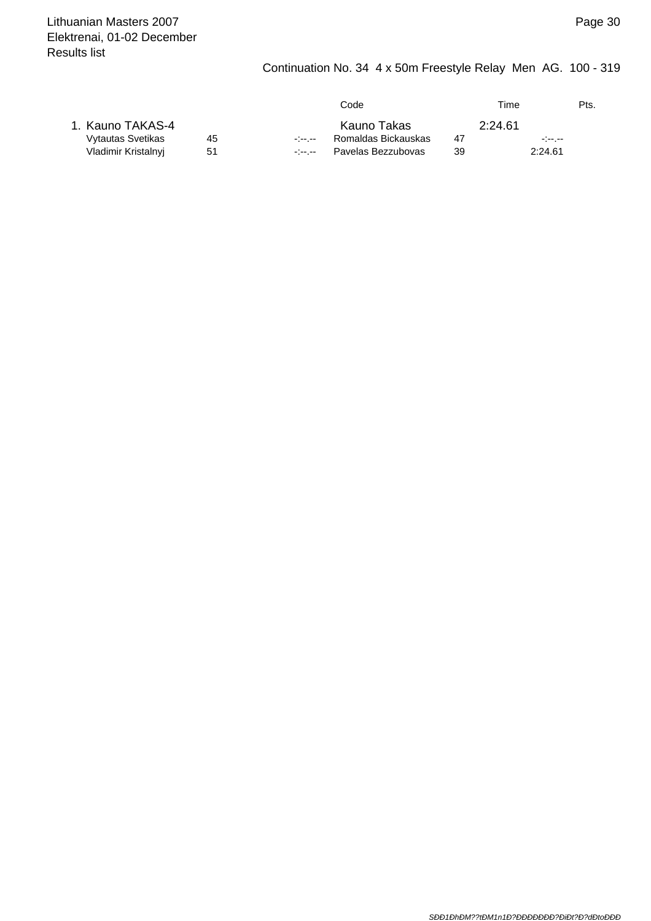Lithuanian Masters 2007
Elektrenai, 01-02 December
Results list

Continuation No. 34 4 x 50m Freestyle Relay Men AG. 100 - 319

| | | | Code | | Time | Pts. |
|---|---|---|---|---|---|---|
| 1. Kauno TAKAS-4 | | | Kauno Takas | | 2:24.61 | |
| Vytautas Svetikas | 45 | -:--.-- | Romaldas Bickauskas | 47 | -:--.-- | |
| Vladimir Kristalnyj | 51 | -:--.-- | Pavelas Bezzubovas | 39 | 2:24.61 | |